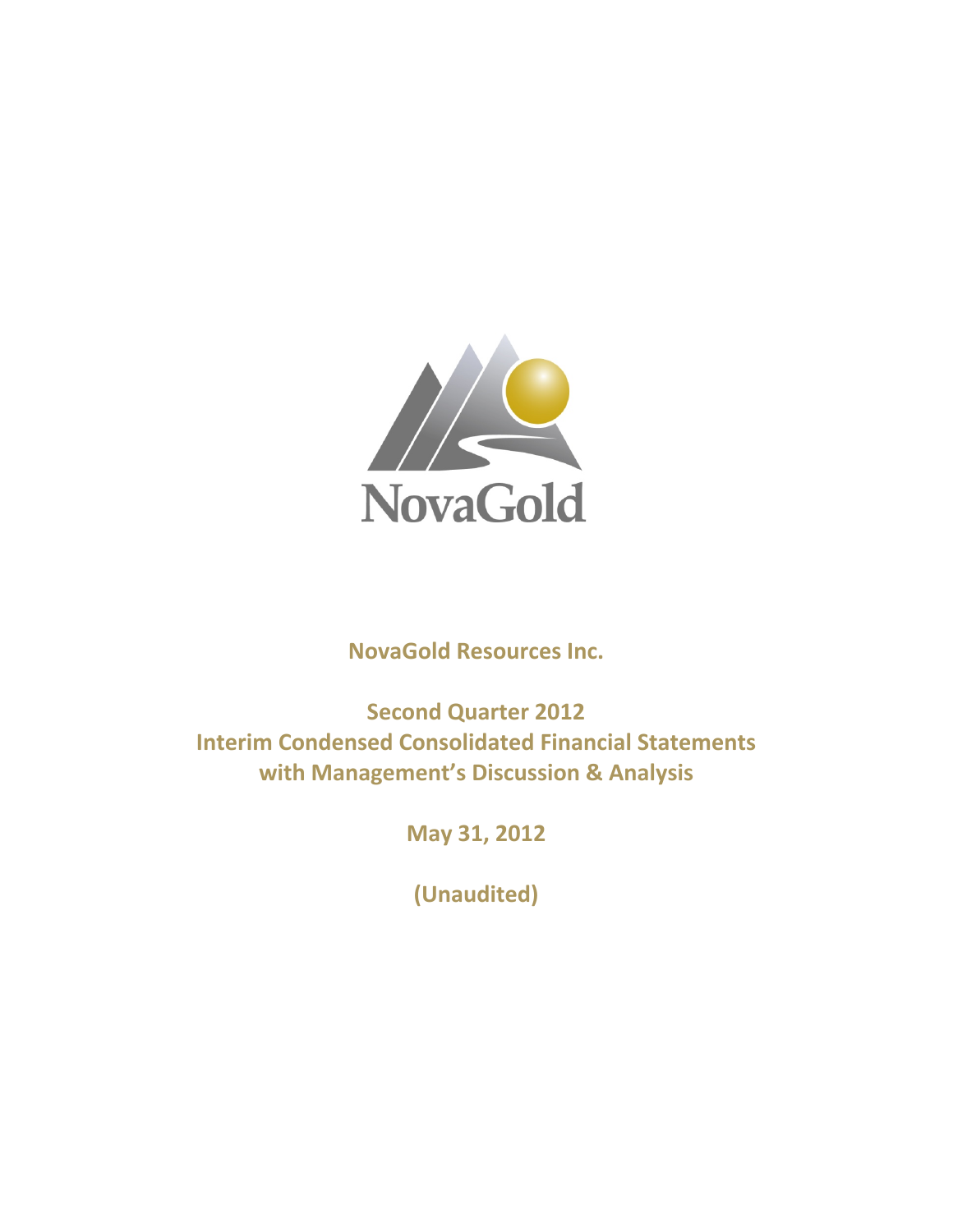NovaGold

**NovaGold Resources Inc.**

**Second Quarter 2012**
**Interim Condensed Consolidated Financial Statements**
**with Management's Discussion & Analysis**

**May 31, 2012**

**(Unaudited)**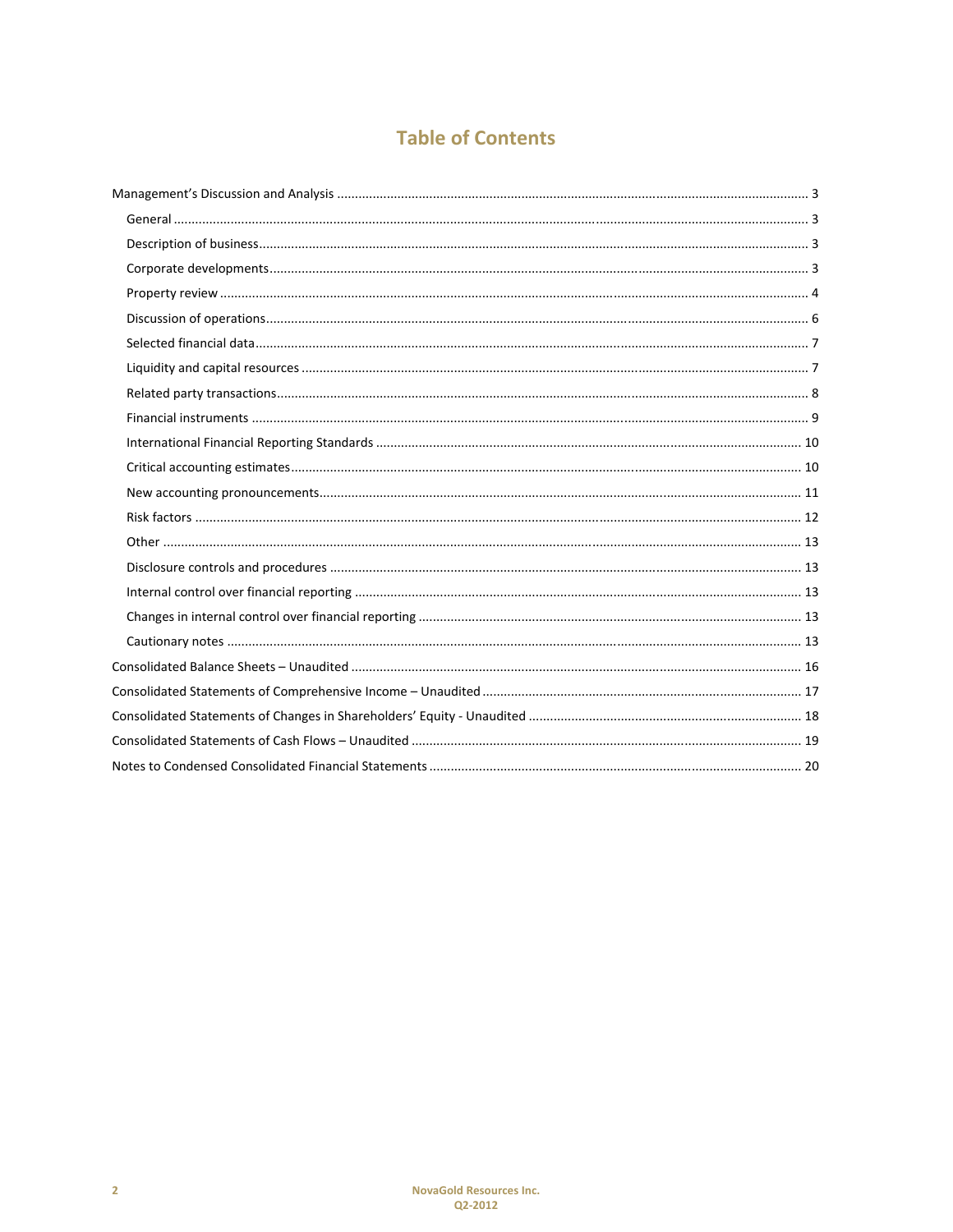# Table of Contents

Management's Discussion and Analysis ........ 3
- General ........ 3
- Description of business ........ 3
- Corporate developments ........ 3
- Property review ........ 4
- Discussion of operations ........ 6
- Selected financial data ........ 7
- Liquidity and capital resources ........ 7
- Related party transactions ........ 8
- Financial instruments ........ 9
- International Financial Reporting Standards ........ 10
- Critical accounting estimates ........ 10
- New accounting pronouncements ........ 11
- Risk factors ........ 12
- Other ........ 13
- Disclosure controls and procedures ........ 13
- Internal control over financial reporting ........ 13
- Changes in internal control over financial reporting ........ 13
- Cautionary notes ........ 13

Consolidated Balance Sheets – Unaudited ........ 16

Consolidated Statements of Comprehensive Income – Unaudited ........ 17

Consolidated Statements of Changes in Shareholders' Equity - Unaudited ........ 18

Consolidated Statements of Cash Flows – Unaudited ........ 19

Notes to Condensed Consolidated Financial Statements ........ 20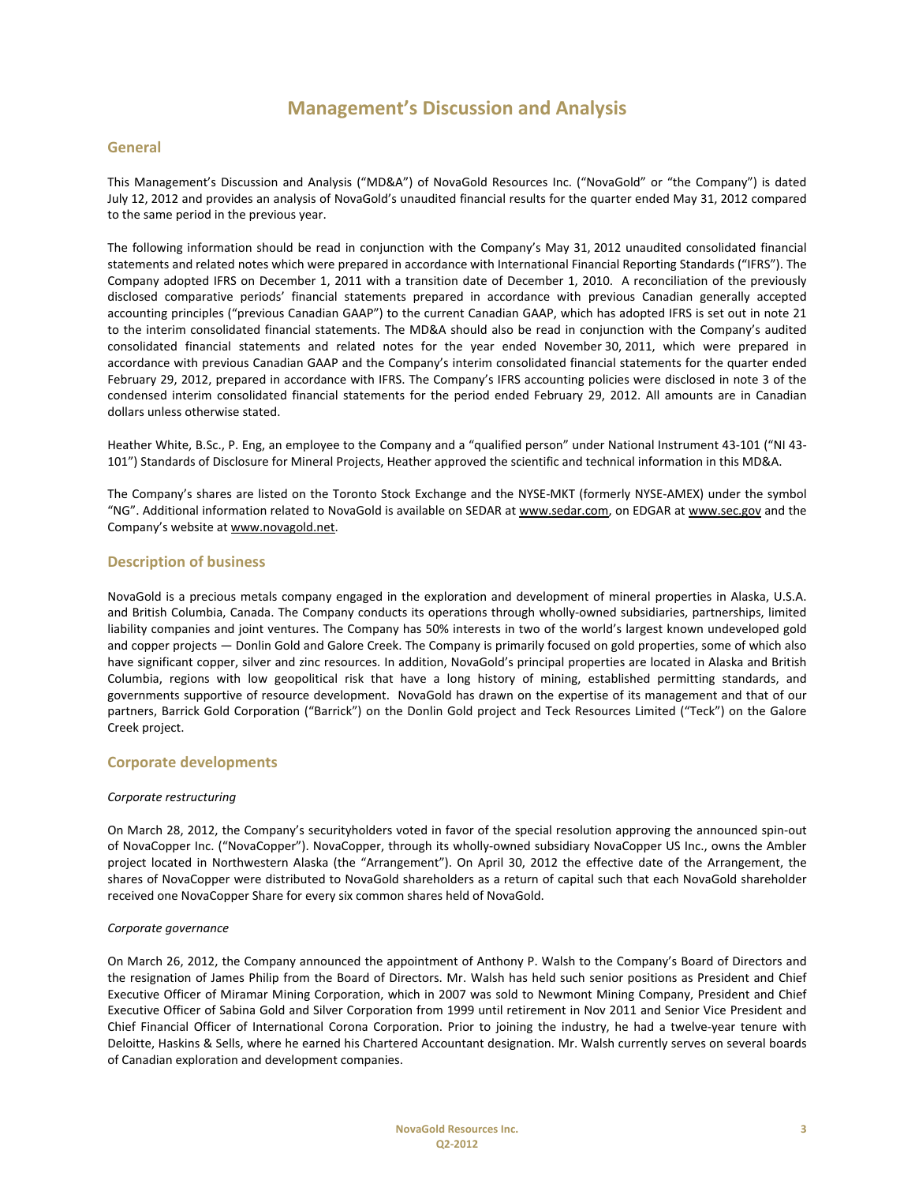// Management's Discussion and Analysis

## General

This Management's Discussion and Analysis ("MD&A") of NovaGold Resources Inc. ("NovaGold" or "the Company") is dated July 12, 2012 and provides an analysis of NovaGold's unaudited financial results for the quarter ended May 31, 2012 compared to the same period in the previous year.

The following information should be read in conjunction with the Company's May 31, 2012 unaudited consolidated financial statements and related notes which were prepared in accordance with International Financial Reporting Standards ("IFRS"). The Company adopted IFRS on December 1, 2011 with a transition date of December 1, 2010. A reconciliation of the previously disclosed comparative periods' financial statements prepared in accordance with previous Canadian generally accepted accounting principles ("previous Canadian GAAP") to the current Canadian GAAP, which has adopted IFRS is set out in note 21 to the interim consolidated financial statements. The MD&A should also be read in conjunction with the Company's audited consolidated financial statements and related notes for the year ended November 30, 2011, which were prepared in accordance with previous Canadian GAAP and the Company's interim consolidated financial statements for the quarter ended February 29, 2012, prepared in accordance with IFRS. The Company's IFRS accounting policies were disclosed in note 3 of the condensed interim consolidated financial statements for the period ended February 29, 2012. All amounts are in Canadian dollars unless otherwise stated.

Heather White, B.Sc., P. Eng, an employee to the Company and a "qualified person" under National Instrument 43-101 ("NI 43-101") Standards of Disclosure for Mineral Projects, Heather approved the scientific and technical information in this MD&A.

The Company's shares are listed on the Toronto Stock Exchange and the NYSE-MKT (formerly NYSE-AMEX) under the symbol "NG". Additional information related to NovaGold is available on SEDAR at www.sedar.com, on EDGAR at www.sec.gov and the Company's website at www.novagold.net.

## Description of business

NovaGold is a precious metals company engaged in the exploration and development of mineral properties in Alaska, U.S.A. and British Columbia, Canada. The Company conducts its operations through wholly-owned subsidiaries, partnerships, limited liability companies and joint ventures. The Company has 50% interests in two of the world's largest known undeveloped gold and copper projects — Donlin Gold and Galore Creek. The Company is primarily focused on gold properties, some of which also have significant copper, silver and zinc resources. In addition, NovaGold's principal properties are located in Alaska and British Columbia, regions with low geopolitical risk that have a long history of mining, established permitting standards, and governments supportive of resource development. NovaGold has drawn on the expertise of its management and that of our partners, Barrick Gold Corporation ("Barrick") on the Donlin Gold project and Teck Resources Limited ("Teck") on the Galore Creek project.

## Corporate developments

*Corporate restructuring*

On March 28, 2012, the Company's securityholders voted in favor of the special resolution approving the announced spin-out of NovaCopper Inc. ("NovaCopper"). NovaCopper, through its wholly-owned subsidiary NovaCopper US Inc., owns the Ambler project located in Northwestern Alaska (the "Arrangement"). On April 30, 2012 the effective date of the Arrangement, the shares of NovaCopper were distributed to NovaGold shareholders as a return of capital such that each NovaGold shareholder received one NovaCopper Share for every six common shares held of NovaGold.

*Corporate governance*

On March 26, 2012, the Company announced the appointment of Anthony P. Walsh to the Company's Board of Directors and the resignation of James Philip from the Board of Directors. Mr. Walsh has held such senior positions as President and Chief Executive Officer of Miramar Mining Corporation, which in 2007 was sold to Newmont Mining Company, President and Chief Executive Officer of Sabina Gold and Silver Corporation from 1999 until retirement in Nov 2011 and Senior Vice President and Chief Financial Officer of International Corona Corporation. Prior to joining the industry, he had a twelve-year tenure with Deloitte, Haskins & Sells, where he earned his Chartered Accountant designation. Mr. Walsh currently serves on several boards of Canadian exploration and development companies.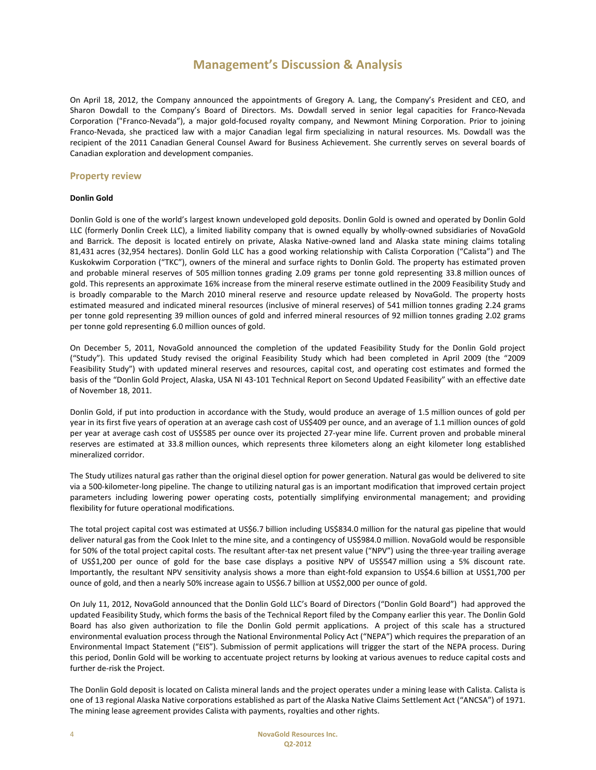# Management's Discussion & Analysis

On April 18, 2012, the Company announced the appointments of Gregory A. Lang, the Company's President and CEO, and Sharon Dowdall to the Company's Board of Directors. Ms. Dowdall served in senior legal capacities for Franco-Nevada Corporation ("Franco-Nevada"), a major gold-focused royalty company, and Newmont Mining Corporation. Prior to joining Franco-Nevada, she practiced law with a major Canadian legal firm specializing in natural resources. Ms. Dowdall was the recipient of the 2011 Canadian General Counsel Award for Business Achievement. She currently serves on several boards of Canadian exploration and development companies.

## Property review

**Donlin Gold**

Donlin Gold is one of the world's largest known undeveloped gold deposits. Donlin Gold is owned and operated by Donlin Gold LLC (formerly Donlin Creek LLC), a limited liability company that is owned equally by wholly-owned subsidiaries of NovaGold and Barrick. The deposit is located entirely on private, Alaska Native-owned land and Alaska state mining claims totaling 81,431 acres (32,954 hectares). Donlin Gold LLC has a good working relationship with Calista Corporation ("Calista") and The Kuskokwim Corporation ("TKC"), owners of the mineral and surface rights to Donlin Gold. The property has estimated proven and probable mineral reserves of 505 million tonnes grading 2.09 grams per tonne gold representing 33.8 million ounces of gold. This represents an approximate 16% increase from the mineral reserve estimate outlined in the 2009 Feasibility Study and is broadly comparable to the March 2010 mineral reserve and resource update released by NovaGold. The property hosts estimated measured and indicated mineral resources (inclusive of mineral reserves) of 541 million tonnes grading 2.24 grams per tonne gold representing 39 million ounces of gold and inferred mineral resources of 92 million tonnes grading 2.02 grams per tonne gold representing 6.0 million ounces of gold.

On December 5, 2011, NovaGold announced the completion of the updated Feasibility Study for the Donlin Gold project ("Study"). This updated Study revised the original Feasibility Study which had been completed in April 2009 (the "2009 Feasibility Study") with updated mineral reserves and resources, capital cost, and operating cost estimates and formed the basis of the "Donlin Gold Project, Alaska, USA NI 43-101 Technical Report on Second Updated Feasibility" with an effective date of November 18, 2011.

Donlin Gold, if put into production in accordance with the Study, would produce an average of 1.5 million ounces of gold per year in its first five years of operation at an average cash cost of US$409 per ounce, and an average of 1.1 million ounces of gold per year at average cash cost of US$585 per ounce over its projected 27-year mine life. Current proven and probable mineral reserves are estimated at 33.8 million ounces, which represents three kilometers along an eight kilometer long established mineralized corridor.

The Study utilizes natural gas rather than the original diesel option for power generation. Natural gas would be delivered to site via a 500-kilometer-long pipeline. The change to utilizing natural gas is an important modification that improved certain project parameters including lowering power operating costs, potentially simplifying environmental management; and providing flexibility for future operational modifications.

The total project capital cost was estimated at US$6.7 billion including US$834.0 million for the natural gas pipeline that would deliver natural gas from the Cook Inlet to the mine site, and a contingency of US$984.0 million. NovaGold would be responsible for 50% of the total project capital costs. The resultant after-tax net present value ("NPV") using the three-year trailing average of US$1,200 per ounce of gold for the base case displays a positive NPV of US$547 million using a 5% discount rate. Importantly, the resultant NPV sensitivity analysis shows a more than eight-fold expansion to US$4.6 billion at US$1,700 per ounce of gold, and then a nearly 50% increase again to US$6.7 billion at US$2,000 per ounce of gold.

On July 11, 2012, NovaGold announced that the Donlin Gold LLC's Board of Directors ("Donlin Gold Board") had approved the updated Feasibility Study, which forms the basis of the Technical Report filed by the Company earlier this year. The Donlin Gold Board has also given authorization to file the Donlin Gold permit applications. A project of this scale has a structured environmental evaluation process through the National Environmental Policy Act ("NEPA") which requires the preparation of an Environmental Impact Statement ("EIS"). Submission of permit applications will trigger the start of the NEPA process. During this period, Donlin Gold will be working to accentuate project returns by looking at various avenues to reduce capital costs and further de-risk the Project.

The Donlin Gold deposit is located on Calista mineral lands and the project operates under a mining lease with Calista. Calista is one of 13 regional Alaska Native corporations established as part of the Alaska Native Claims Settlement Act ("ANCSA") of 1971. The mining lease agreement provides Calista with payments, royalties and other rights.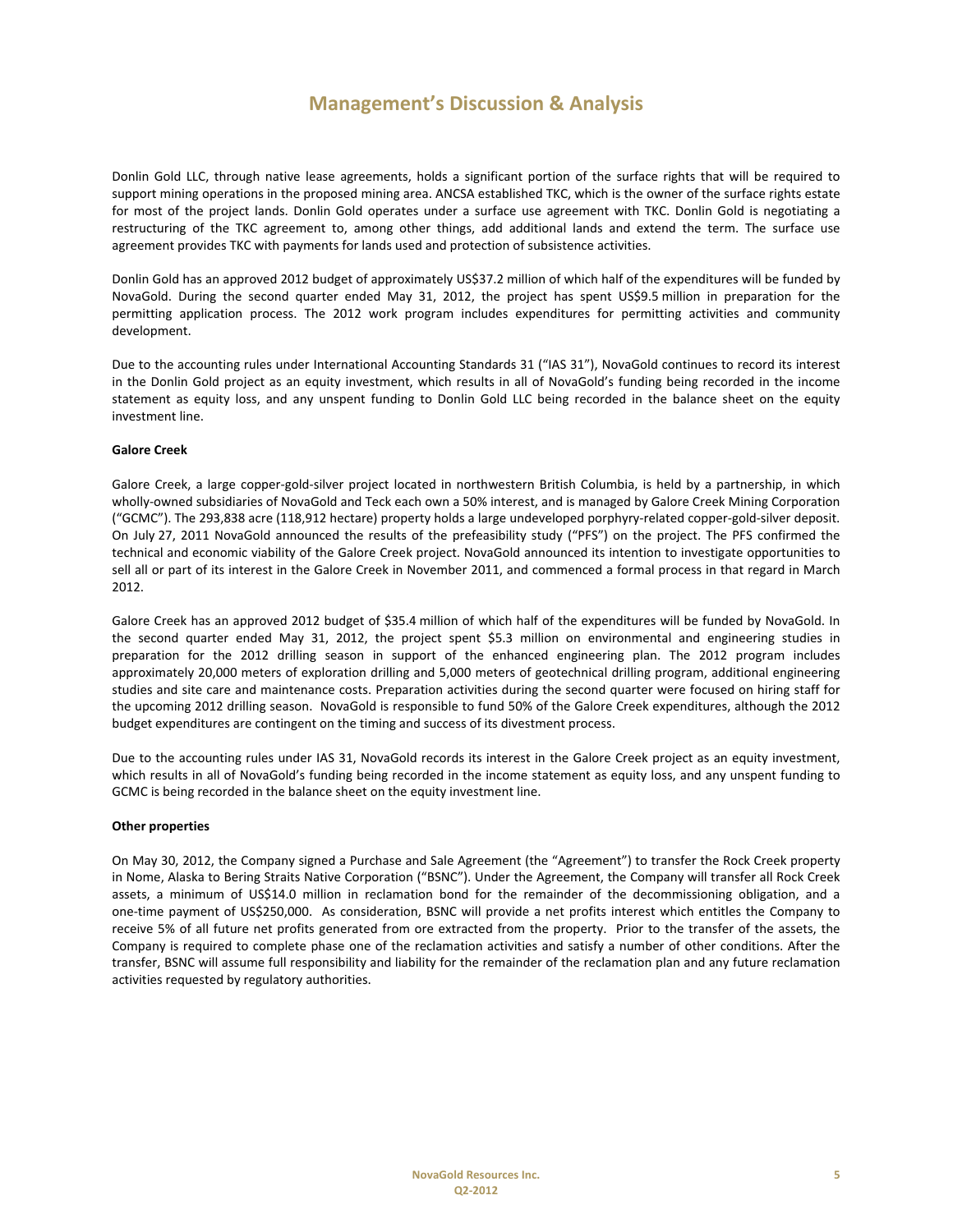# Management's Discussion & Analysis

Donlin Gold LLC, through native lease agreements, holds a significant portion of the surface rights that will be required to support mining operations in the proposed mining area. ANCSA established TKC, which is the owner of the surface rights estate for most of the project lands. Donlin Gold operates under a surface use agreement with TKC. Donlin Gold is negotiating a restructuring of the TKC agreement to, among other things, add additional lands and extend the term. The surface use agreement provides TKC with payments for lands used and protection of subsistence activities.

Donlin Gold has an approved 2012 budget of approximately US$37.2 million of which half of the expenditures will be funded by NovaGold. During the second quarter ended May 31, 2012, the project has spent US$9.5 million in preparation for the permitting application process. The 2012 work program includes expenditures for permitting activities and community development.

Due to the accounting rules under International Accounting Standards 31 ("IAS 31"), NovaGold continues to record its interest in the Donlin Gold project as an equity investment, which results in all of NovaGold's funding being recorded in the income statement as equity loss, and any unspent funding to Donlin Gold LLC being recorded in the balance sheet on the equity investment line.

**Galore Creek**

Galore Creek, a large copper-gold-silver project located in northwestern British Columbia, is held by a partnership, in which wholly-owned subsidiaries of NovaGold and Teck each own a 50% interest, and is managed by Galore Creek Mining Corporation ("GCMC"). The 293,838 acre (118,912 hectare) property holds a large undeveloped porphyry-related copper-gold-silver deposit. On July 27, 2011 NovaGold announced the results of the prefeasibility study ("PFS") on the project. The PFS confirmed the technical and economic viability of the Galore Creek project. NovaGold announced its intention to investigate opportunities to sell all or part of its interest in the Galore Creek in November 2011, and commenced a formal process in that regard in March 2012.

Galore Creek has an approved 2012 budget of $35.4 million of which half of the expenditures will be funded by NovaGold. In the second quarter ended May 31, 2012, the project spent $5.3 million on environmental and engineering studies in preparation for the 2012 drilling season in support of the enhanced engineering plan. The 2012 program includes approximately 20,000 meters of exploration drilling and 5,000 meters of geotechnical drilling program, additional engineering studies and site care and maintenance costs. Preparation activities during the second quarter were focused on hiring staff for the upcoming 2012 drilling season. NovaGold is responsible to fund 50% of the Galore Creek expenditures, although the 2012 budget expenditures are contingent on the timing and success of its divestment process.

Due to the accounting rules under IAS 31, NovaGold records its interest in the Galore Creek project as an equity investment, which results in all of NovaGold's funding being recorded in the income statement as equity loss, and any unspent funding to GCMC is being recorded in the balance sheet on the equity investment line.

**Other properties**

On May 30, 2012, the Company signed a Purchase and Sale Agreement (the "Agreement") to transfer the Rock Creek property in Nome, Alaska to Bering Straits Native Corporation ("BSNC"). Under the Agreement, the Company will transfer all Rock Creek assets, a minimum of US$14.0 million in reclamation bond for the remainder of the decommissioning obligation, and a one-time payment of US$250,000. As consideration, BSNC will provide a net profits interest which entitles the Company to receive 5% of all future net profits generated from ore extracted from the property. Prior to the transfer of the assets, the Company is required to complete phase one of the reclamation activities and satisfy a number of other conditions. After the transfer, BSNC will assume full responsibility and liability for the remainder of the reclamation plan and any future reclamation activities requested by regulatory authorities.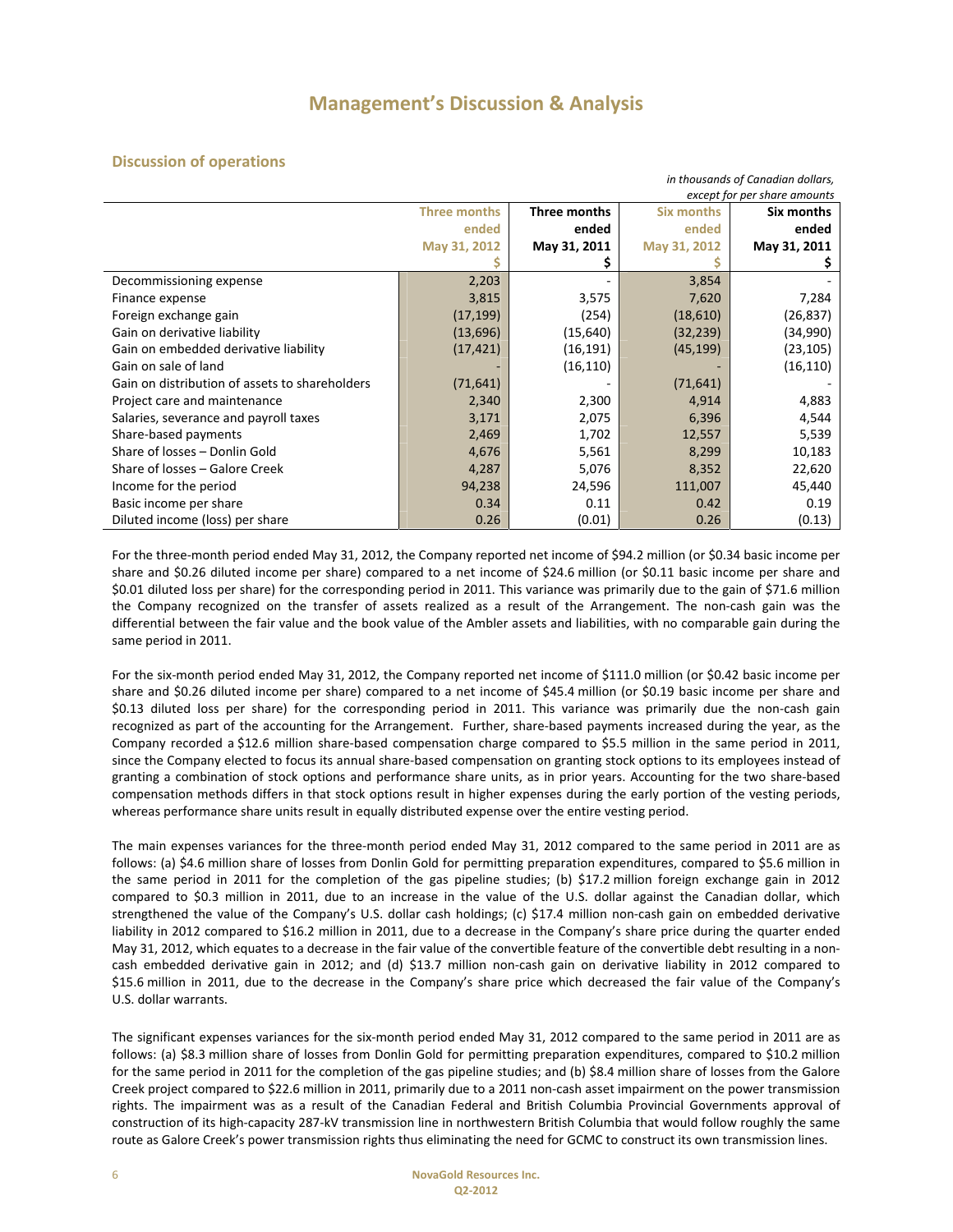# Management's Discussion & Analysis

## Discussion of operations

*in thousands of Canadian dollars, except for per share amounts*

| | Three months ended May 31, 2012 $ | Three months ended May 31, 2011 $ | Six months ended May 31, 2012 $ | Six months ended May 31, 2011 $ |
|---|---|---|---|---|
| Decommissioning expense | 2,203 | - | 3,854 | - |
| Finance expense | 3,815 | 3,575 | 7,620 | 7,284 |
| Foreign exchange gain | (17,199) | (254) | (18,610) | (26,837) |
| Gain on derivative liability | (13,696) | (15,640) | (32,239) | (34,990) |
| Gain on embedded derivative liability | (17,421) | (16,191) | (45,199) | (23,105) |
| Gain on sale of land | - | (16,110) | - | (16,110) |
| Gain on distribution of assets to shareholders | (71,641) | - | (71,641) | - |
| Project care and maintenance | 2,340 | 2,300 | 4,914 | 4,883 |
| Salaries, severance and payroll taxes | 3,171 | 2,075 | 6,396 | 4,544 |
| Share-based payments | 2,469 | 1,702 | 12,557 | 5,539 |
| Share of losses – Donlin Gold | 4,676 | 5,561 | 8,299 | 10,183 |
| Share of losses – Galore Creek | 4,287 | 5,076 | 8,352 | 22,620 |
| Income for the period | 94,238 | 24,596 | 111,007 | 45,440 |
| Basic income per share | 0.34 | 0.11 | 0.42 | 0.19 |
| Diluted income (loss) per share | 0.26 | (0.01) | 0.26 | (0.13) |

For the three-month period ended May 31, 2012, the Company reported net income of $94.2 million (or $0.34 basic income per share and $0.26 diluted income per share) compared to a net income of $24.6 million (or $0.11 basic income per share and $0.01 diluted loss per share) for the corresponding period in 2011. This variance was primarily due to the gain of $71.6 million the Company recognized on the transfer of assets realized as a result of the Arrangement. The non-cash gain was the differential between the fair value and the book value of the Ambler assets and liabilities, with no comparable gain during the same period in 2011.

For the six-month period ended May 31, 2012, the Company reported net income of $111.0 million (or $0.42 basic income per share and $0.26 diluted income per share) compared to a net income of $45.4 million (or $0.19 basic income per share and $0.13 diluted loss per share) for the corresponding period in 2011. This variance was primarily due the non-cash gain recognized as part of the accounting for the Arrangement. Further, share-based payments increased during the year, as the Company recorded a $12.6 million share-based compensation charge compared to $5.5 million in the same period in 2011, since the Company elected to focus its annual share-based compensation on granting stock options to its employees instead of granting a combination of stock options and performance share units, as in prior years. Accounting for the two share-based compensation methods differs in that stock options result in higher expenses during the early portion of the vesting periods, whereas performance share units result in equally distributed expense over the entire vesting period.

The main expenses variances for the three-month period ended May 31, 2012 compared to the same period in 2011 are as follows: (a) $4.6 million share of losses from Donlin Gold for permitting preparation expenditures, compared to $5.6 million in the same period in 2011 for the completion of the gas pipeline studies; (b) $17.2 million foreign exchange gain in 2012 compared to $0.3 million in 2011, due to an increase in the value of the U.S. dollar against the Canadian dollar, which strengthened the value of the Company's U.S. dollar cash holdings; (c) $17.4 million non-cash gain on embedded derivative liability in 2012 compared to $16.2 million in 2011, due to a decrease in the Company's share price during the quarter ended May 31, 2012, which equates to a decrease in the fair value of the convertible feature of the convertible debt resulting in a non-cash embedded derivative gain in 2012; and (d) $13.7 million non-cash gain on derivative liability in 2012 compared to $15.6 million in 2011, due to the decrease in the Company's share price which decreased the fair value of the Company's U.S. dollar warrants.

The significant expenses variances for the six-month period ended May 31, 2012 compared to the same period in 2011 are as follows: (a) $8.3 million share of losses from Donlin Gold for permitting preparation expenditures, compared to $10.2 million for the same period in 2011 for the completion of the gas pipeline studies; and (b) $8.4 million share of losses from the Galore Creek project compared to $22.6 million in 2011, primarily due to a 2011 non-cash asset impairment on the power transmission rights. The impairment was as a result of the Canadian Federal and British Columbia Provincial Governments approval of construction of its high-capacity 287-kV transmission line in northwestern British Columbia that would follow roughly the same route as Galore Creek's power transmission rights thus eliminating the need for GCMC to construct its own transmission lines.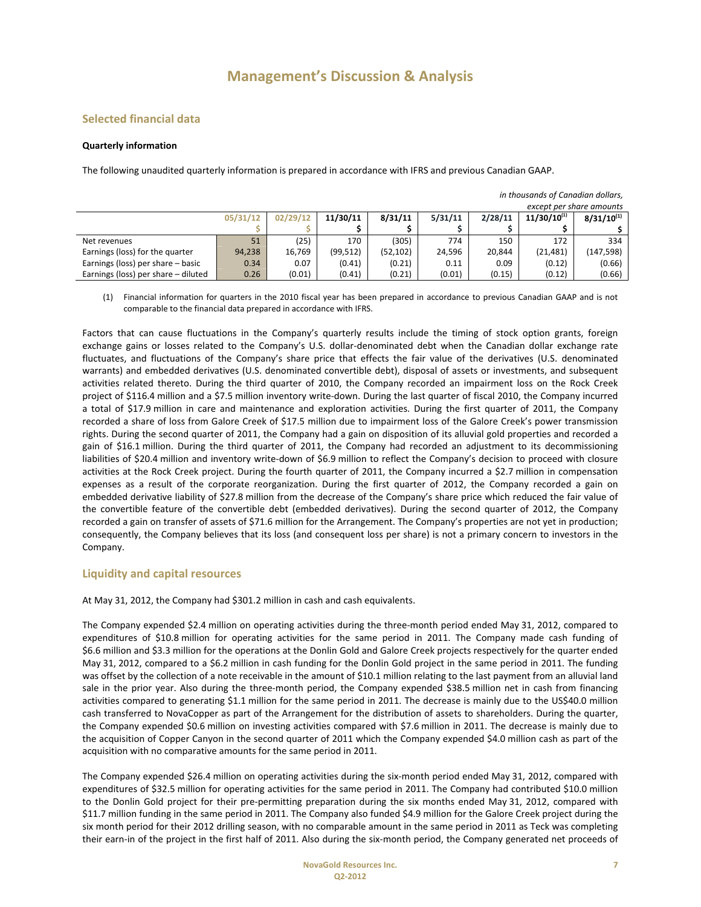# Management's Discussion & Analysis

## Selected financial data

**Quarterly information**

The following unaudited quarterly information is prepared in accordance with IFRS and previous Canadian GAAP.

*in thousands of Canadian dollars, except per share amounts*

| | 05/31/12 | 02/29/12 | 11/30/11 | 8/31/11 | 5/31/11 | 2/28/11 | 11/30/10[(1)] | 8/31/10[(1)] |
|---|---|---|---|---|---|---|---|---|
| | $ | $ | $ | $ | $ | $ | $ | $ |
| Net revenues | 51 | (25) | 170 | (305) | 774 | 150 | 172 | 334 |
| Earnings (loss) for the quarter | 94,238 | 16,769 | (99,512) | (52,102) | 24,596 | 20,844 | (21,481) | (147,598) |
| Earnings (loss) per share – basic | 0.34 | 0.07 | (0.41) | (0.21) | 0.11 | 0.09 | (0.12) | (0.66) |
| Earnings (loss) per share – diluted | 0.26 | (0.01) | (0.41) | (0.21) | (0.01) | (0.15) | (0.12) | (0.66) |

(1) Financial information for quarters in the 2010 fiscal year has been prepared in accordance to previous Canadian GAAP and is not comparable to the financial data prepared in accordance with IFRS.

Factors that can cause fluctuations in the Company's quarterly results include the timing of stock option grants, foreign exchange gains or losses related to the Company's U.S. dollar-denominated debt when the Canadian dollar exchange rate fluctuates, and fluctuations of the Company's share price that effects the fair value of the derivatives (U.S. denominated warrants) and embedded derivatives (U.S. denominated convertible debt), disposal of assets or investments, and subsequent activities related thereto. During the third quarter of 2010, the Company recorded an impairment loss on the Rock Creek project of $116.4 million and a $7.5 million inventory write-down. During the last quarter of fiscal 2010, the Company incurred a total of $17.9 million in care and maintenance and exploration activities. During the first quarter of 2011, the Company recorded a share of loss from Galore Creek of $17.5 million due to impairment loss of the Galore Creek's power transmission rights. During the second quarter of 2011, the Company had a gain on disposition of its alluvial gold properties and recorded a gain of $16.1 million. During the third quarter of 2011, the Company had recorded an adjustment to its decommissioning liabilities of $20.4 million and inventory write-down of $6.9 million to reflect the Company's decision to proceed with closure activities at the Rock Creek project. During the fourth quarter of 2011, the Company incurred a $2.7 million in compensation expenses as a result of the corporate reorganization. During the first quarter of 2012, the Company recorded a gain on embedded derivative liability of $27.8 million from the decrease of the Company's share price which reduced the fair value of the convertible feature of the convertible debt (embedded derivatives). During the second quarter of 2012, the Company recorded a gain on transfer of assets of $71.6 million for the Arrangement. The Company's properties are not yet in production; consequently, the Company believes that its loss (and consequent loss per share) is not a primary concern to investors in the Company.

## Liquidity and capital resources

At May 31, 2012, the Company had $301.2 million in cash and cash equivalents.

The Company expended $2.4 million on operating activities during the three-month period ended May 31, 2012, compared to expenditures of $10.8 million for operating activities for the same period in 2011. The Company made cash funding of $6.6 million and $3.3 million for the operations at the Donlin Gold and Galore Creek projects respectively for the quarter ended May 31, 2012, compared to a $6.2 million in cash funding for the Donlin Gold project in the same period in 2011. The funding was offset by the collection of a note receivable in the amount of $10.1 million relating to the last payment from an alluvial land sale in the prior year. Also during the three-month period, the Company expended $38.5 million net in cash from financing activities compared to generating $1.1 million for the same period in 2011. The decrease is mainly due to the US$40.0 million cash transferred to NovaCopper as part of the Arrangement for the distribution of assets to shareholders. During the quarter, the Company expended $0.6 million on investing activities compared with $7.6 million in 2011. The decrease is mainly due to the acquisition of Copper Canyon in the second quarter of 2011 which the Company expended $4.0 million cash as part of the acquisition with no comparative amounts for the same period in 2011.

The Company expended $26.4 million on operating activities during the six-month period ended May 31, 2012, compared with expenditures of $32.5 million for operating activities for the same period in 2011. The Company had contributed $10.0 million to the Donlin Gold project for their pre-permitting preparation during the six months ended May 31, 2012, compared with $11.7 million funding in the same period in 2011. The Company also funded $4.9 million for the Galore Creek project during the six month period for their 2012 drilling season, with no comparable amount in the same period in 2011 as Teck was completing their earn-in of the project in the first half of 2011. Also during the six-month period, the Company generated net proceeds of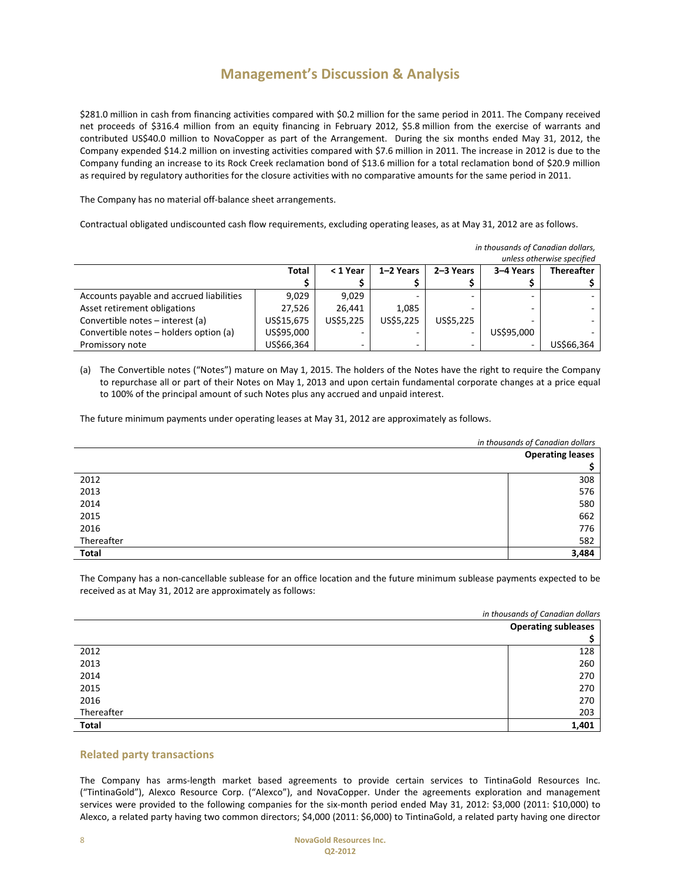# Management's Discussion & Analysis

$281.0 million in cash from financing activities compared with $0.2 million for the same period in 2011. The Company received net proceeds of $316.4 million from an equity financing in February 2012, $5.8 million from the exercise of warrants and contributed US$40.0 million to NovaCopper as part of the Arrangement. During the six months ended May 31, 2012, the Company expended $14.2 million on investing activities compared with $7.6 million in 2011. The increase in 2012 is due to the Company funding an increase to its Rock Creek reclamation bond of $13.6 million for a total reclamation bond of $20.9 million as required by regulatory authorities for the closure activities with no comparative amounts for the same period in 2011.

The Company has no material off-balance sheet arrangements.

Contractual obligated undiscounted cash flow requirements, excluding operating leases, as at May 31, 2012 are as follows.

*in thousands of Canadian dollars, unless otherwise specified*

| | Total | < 1 Year | 1–2 Years | 2–3 Years | 3–4 Years | Thereafter |
|---|---|---|---|---|---|---|
| | $ | $ | $ | $ | $ | $ |
| Accounts payable and accrued liabilities | 9,029 | 9,029 | - | - | - | - |
| Asset retirement obligations | 27,526 | 26,441 | 1,085 | - | - | - |
| Convertible notes – interest (a) | US$15,675 | US$5,225 | US$5,225 | US$5,225 | - | - |
| Convertible notes – holders option (a) | US$95,000 | - | - | - | US$95,000 | - |
| Promissory note | US$66,364 | - | - | - | - | US$66,364 |

(a) The Convertible notes ("Notes") mature on May 1, 2015. The holders of the Notes have the right to require the Company to repurchase all or part of their Notes on May 1, 2013 and upon certain fundamental corporate changes at a price equal to 100% of the principal amount of such Notes plus any accrued and unpaid interest.

The future minimum payments under operating leases at May 31, 2012 are approximately as follows.

*in thousands of Canadian dollars*

| | Operating leases |
|---|---|
| | $ |
| 2012 | 308 |
| 2013 | 576 |
| 2014 | 580 |
| 2015 | 662 |
| 2016 | 776 |
| Thereafter | 582 |
| **Total** | **3,484** |

The Company has a non-cancellable sublease for an office location and the future minimum sublease payments expected to be received as at May 31, 2012 are approximately as follows:

*in thousands of Canadian dollars*

| | Operating subleases |
|---|---|
| | $ |
| 2012 | 128 |
| 2013 | 260 |
| 2014 | 270 |
| 2015 | 270 |
| 2016 | 270 |
| Thereafter | 203 |
| **Total** | **1,401** |

## Related party transactions

The Company has arms-length market based agreements to provide certain services to TintinaGold Resources Inc. ("TintinaGold"), Alexco Resource Corp. ("Alexco"), and NovaCopper. Under the agreements exploration and management services were provided to the following companies for the six-month period ended May 31, 2012: $3,000 (2011: $10,000) to Alexco, a related party having two common directors; $4,000 (2011: $6,000) to TintinaGold, a related party having one director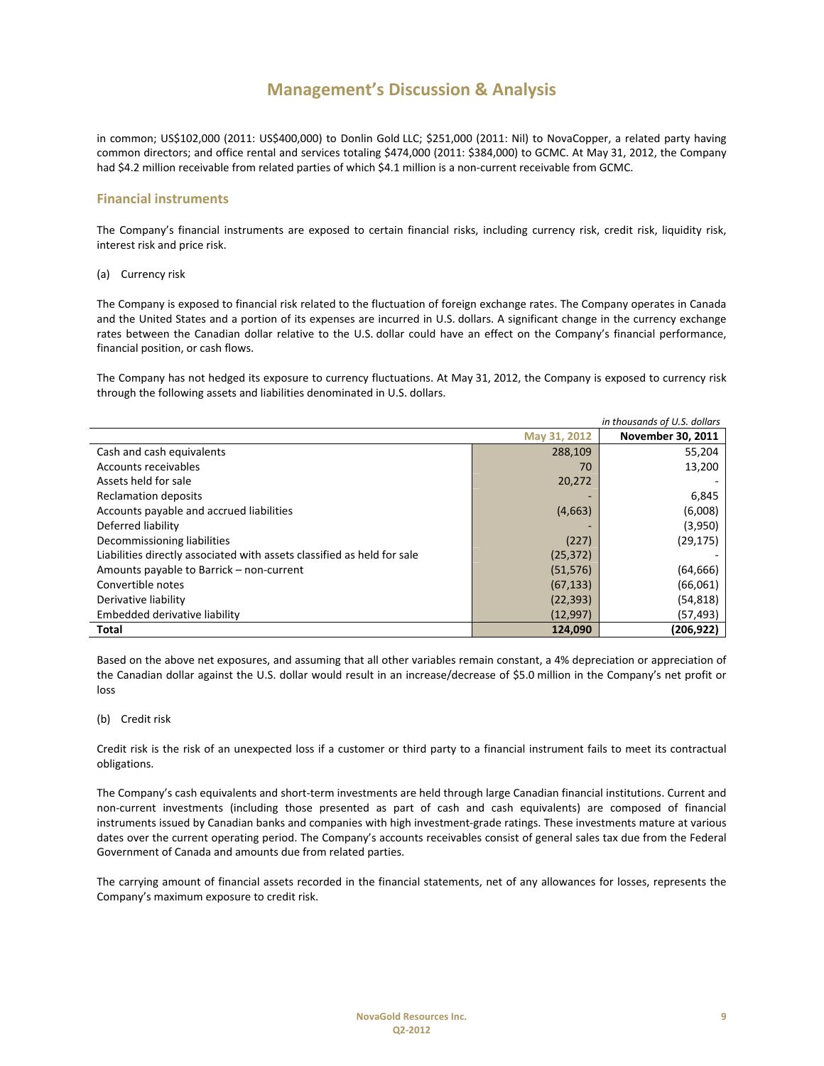in common; US$102,000 (2011: US$400,000) to Donlin Gold LLC; $251,000 (2011: Nil) to NovaCopper, a related party having common directors; and office rental and services totaling $474,000 (2011: $384,000) to GCMC. At May 31, 2012, the Company had $4.2 million receivable from related parties of which $4.1 million is a non-current receivable from GCMC.

## Financial instruments

The Company's financial instruments are exposed to certain financial risks, including currency risk, credit risk, liquidity risk, interest risk and price risk.

(a) Currency risk

The Company is exposed to financial risk related to the fluctuation of foreign exchange rates. The Company operates in Canada and the United States and a portion of its expenses are incurred in U.S. dollars. A significant change in the currency exchange rates between the Canadian dollar relative to the U.S. dollar could have an effect on the Company's financial performance, financial position, or cash flows.

The Company has not hedged its exposure to currency fluctuations. At May 31, 2012, the Company is exposed to currency risk through the following assets and liabilities denominated in U.S. dollars.

*in thousands of U.S. dollars*

| | May 31, 2012 | November 30, 2011 |
|---|---|---|
| Cash and cash equivalents | 288,109 | 55,204 |
| Accounts receivables | 70 | 13,200 |
| Assets held for sale | 20,272 | - |
| Reclamation deposits | - | 6,845 |
| Accounts payable and accrued liabilities | (4,663) | (6,008) |
| Deferred liability | - | (3,950) |
| Decommissioning liabilities | (227) | (29,175) |
| Liabilities directly associated with assets classified as held for sale | (25,372) | - |
| Amounts payable to Barrick – non-current | (51,576) | (64,666) |
| Convertible notes | (67,133) | (66,061) |
| Derivative liability | (22,393) | (54,818) |
| Embedded derivative liability | (12,997) | (57,493) |
| **Total** | **124,090** | **(206,922)** |

Based on the above net exposures, and assuming that all other variables remain constant, a 4% depreciation or appreciation of the Canadian dollar against the U.S. dollar would result in an increase/decrease of $5.0 million in the Company's net profit or loss

(b) Credit risk

Credit risk is the risk of an unexpected loss if a customer or third party to a financial instrument fails to meet its contractual obligations.

The Company's cash equivalents and short-term investments are held through large Canadian financial institutions. Current and non-current investments (including those presented as part of cash and cash equivalents) are composed of financial instruments issued by Canadian banks and companies with high investment-grade ratings. These investments mature at various dates over the current operating period. The Company's accounts receivables consist of general sales tax due from the Federal Government of Canada and amounts due from related parties.

The carrying amount of financial assets recorded in the financial statements, net of any allowances for losses, represents the Company's maximum exposure to credit risk.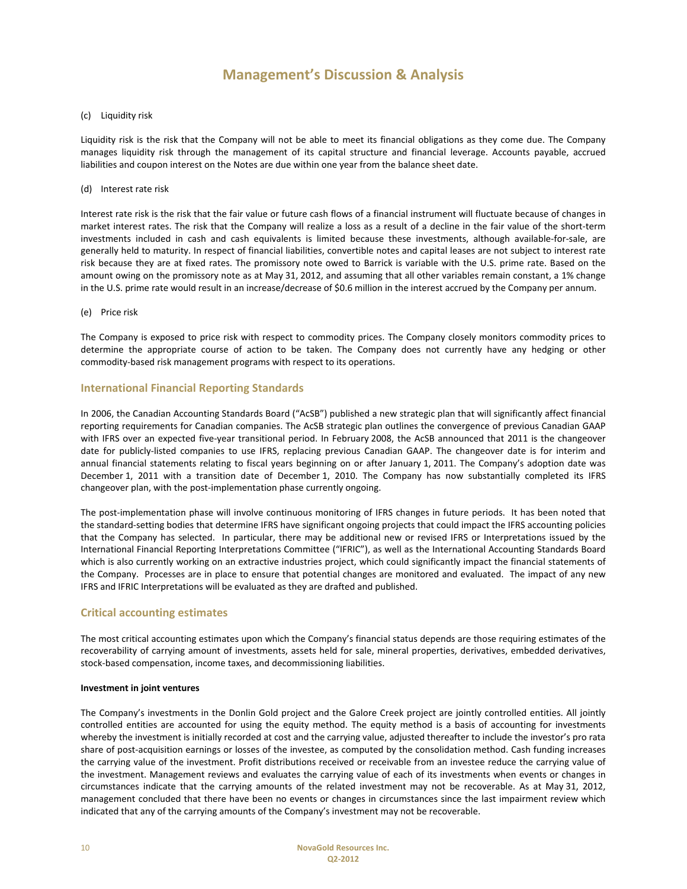# Management's Discussion & Analysis

(c) Liquidity risk

Liquidity risk is the risk that the Company will not be able to meet its financial obligations as they come due. The Company manages liquidity risk through the management of its capital structure and financial leverage. Accounts payable, accrued liabilities and coupon interest on the Notes are due within one year from the balance sheet date.

(d) Interest rate risk

Interest rate risk is the risk that the fair value or future cash flows of a financial instrument will fluctuate because of changes in market interest rates. The risk that the Company will realize a loss as a result of a decline in the fair value of the short-term investments included in cash and cash equivalents is limited because these investments, although available-for-sale, are generally held to maturity. In respect of financial liabilities, convertible notes and capital leases are not subject to interest rate risk because they are at fixed rates. The promissory note owed to Barrick is variable with the U.S. prime rate. Based on the amount owing on the promissory note as at May 31, 2012, and assuming that all other variables remain constant, a 1% change in the U.S. prime rate would result in an increase/decrease of $0.6 million in the interest accrued by the Company per annum.

(e) Price risk

The Company is exposed to price risk with respect to commodity prices. The Company closely monitors commodity prices to determine the appropriate course of action to be taken. The Company does not currently have any hedging or other commodity-based risk management programs with respect to its operations.

## International Financial Reporting Standards

In 2006, the Canadian Accounting Standards Board ("AcSB") published a new strategic plan that will significantly affect financial reporting requirements for Canadian companies. The AcSB strategic plan outlines the convergence of previous Canadian GAAP with IFRS over an expected five-year transitional period. In February 2008, the AcSB announced that 2011 is the changeover date for publicly-listed companies to use IFRS, replacing previous Canadian GAAP. The changeover date is for interim and annual financial statements relating to fiscal years beginning on or after January 1, 2011. The Company's adoption date was December 1, 2011 with a transition date of December 1, 2010. The Company has now substantially completed its IFRS changeover plan, with the post-implementation phase currently ongoing.

The post-implementation phase will involve continuous monitoring of IFRS changes in future periods. It has been noted that the standard-setting bodies that determine IFRS have significant ongoing projects that could impact the IFRS accounting policies that the Company has selected. In particular, there may be additional new or revised IFRS or Interpretations issued by the International Financial Reporting Interpretations Committee ("IFRIC"), as well as the International Accounting Standards Board which is also currently working on an extractive industries project, which could significantly impact the financial statements of the Company. Processes are in place to ensure that potential changes are monitored and evaluated. The impact of any new IFRS and IFRIC Interpretations will be evaluated as they are drafted and published.

## Critical accounting estimates

The most critical accounting estimates upon which the Company's financial status depends are those requiring estimates of the recoverability of carrying amount of investments, assets held for sale, mineral properties, derivatives, embedded derivatives, stock-based compensation, income taxes, and decommissioning liabilities.

**Investment in joint ventures**

The Company's investments in the Donlin Gold project and the Galore Creek project are jointly controlled entities. All jointly controlled entities are accounted for using the equity method. The equity method is a basis of accounting for investments whereby the investment is initially recorded at cost and the carrying value, adjusted thereafter to include the investor's pro rata share of post-acquisition earnings or losses of the investee, as computed by the consolidation method. Cash funding increases the carrying value of the investment. Profit distributions received or receivable from an investee reduce the carrying value of the investment. Management reviews and evaluates the carrying value of each of its investments when events or changes in circumstances indicate that the carrying amounts of the related investment may not be recoverable. As at May 31, 2012, management concluded that there have been no events or changes in circumstances since the last impairment review which indicated that any of the carrying amounts of the Company's investment may not be recoverable.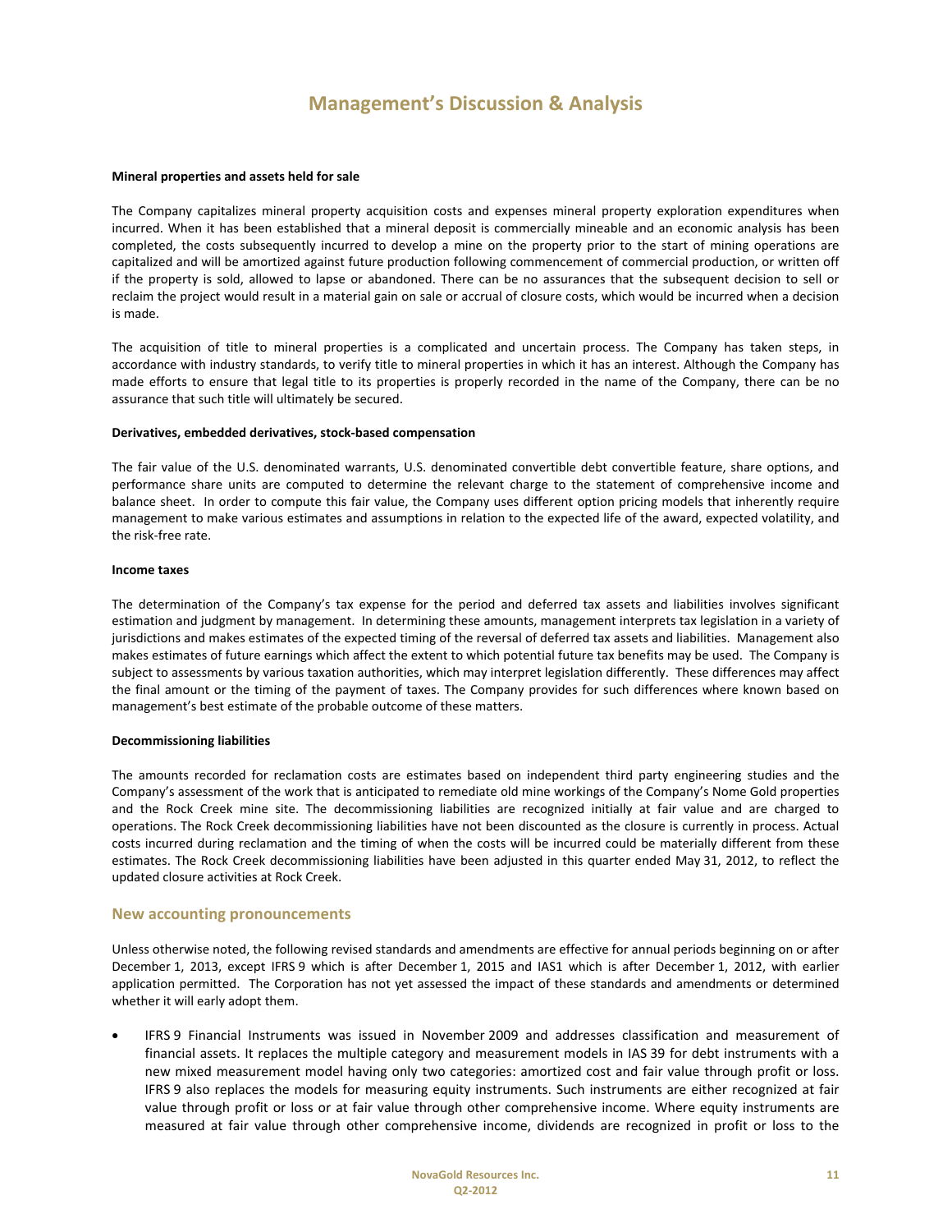**Mineral properties and assets held for sale**

The Company capitalizes mineral property acquisition costs and expenses mineral property exploration expenditures when incurred. When it has been established that a mineral deposit is commercially mineable and an economic analysis has been completed, the costs subsequently incurred to develop a mine on the property prior to the start of mining operations are capitalized and will be amortized against future production following commencement of commercial production, or written off if the property is sold, allowed to lapse or abandoned. There can be no assurances that the subsequent decision to sell or reclaim the project would result in a material gain on sale or accrual of closure costs, which would be incurred when a decision is made.

The acquisition of title to mineral properties is a complicated and uncertain process. The Company has taken steps, in accordance with industry standards, to verify title to mineral properties in which it has an interest. Although the Company has made efforts to ensure that legal title to its properties is properly recorded in the name of the Company, there can be no assurance that such title will ultimately be secured.

**Derivatives, embedded derivatives, stock-based compensation**

The fair value of the U.S. denominated warrants, U.S. denominated convertible debt convertible feature, share options, and performance share units are computed to determine the relevant charge to the statement of comprehensive income and balance sheet. In order to compute this fair value, the Company uses different option pricing models that inherently require management to make various estimates and assumptions in relation to the expected life of the award, expected volatility, and the risk-free rate.

**Income taxes**

The determination of the Company's tax expense for the period and deferred tax assets and liabilities involves significant estimation and judgment by management. In determining these amounts, management interprets tax legislation in a variety of jurisdictions and makes estimates of the expected timing of the reversal of deferred tax assets and liabilities. Management also makes estimates of future earnings which affect the extent to which potential future tax benefits may be used. The Company is subject to assessments by various taxation authorities, which may interpret legislation differently. These differences may affect the final amount or the timing of the payment of taxes. The Company provides for such differences where known based on management's best estimate of the probable outcome of these matters.

**Decommissioning liabilities**

The amounts recorded for reclamation costs are estimates based on independent third party engineering studies and the Company's assessment of the work that is anticipated to remediate old mine workings of the Company's Nome Gold properties and the Rock Creek mine site. The decommissioning liabilities are recognized initially at fair value and are charged to operations. The Rock Creek decommissioning liabilities have not been discounted as the closure is currently in process. Actual costs incurred during reclamation and the timing of when the costs will be incurred could be materially different from these estimates. The Rock Creek decommissioning liabilities have been adjusted in this quarter ended May 31, 2012, to reflect the updated closure activities at Rock Creek.

## New accounting pronouncements

Unless otherwise noted, the following revised standards and amendments are effective for annual periods beginning on or after December 1, 2013, except IFRS 9 which is after December 1, 2015 and IAS1 which is after December 1, 2012, with earlier application permitted. The Corporation has not yet assessed the impact of these standards and amendments or determined whether it will early adopt them.

- IFRS 9 Financial Instruments was issued in November 2009 and addresses classification and measurement of financial assets. It replaces the multiple category and measurement models in IAS 39 for debt instruments with a new mixed measurement model having only two categories: amortized cost and fair value through profit or loss. IFRS 9 also replaces the models for measuring equity instruments. Such instruments are either recognized at fair value through profit or loss or at fair value through other comprehensive income. Where equity instruments are measured at fair value through other comprehensive income, dividends are recognized in profit or loss to the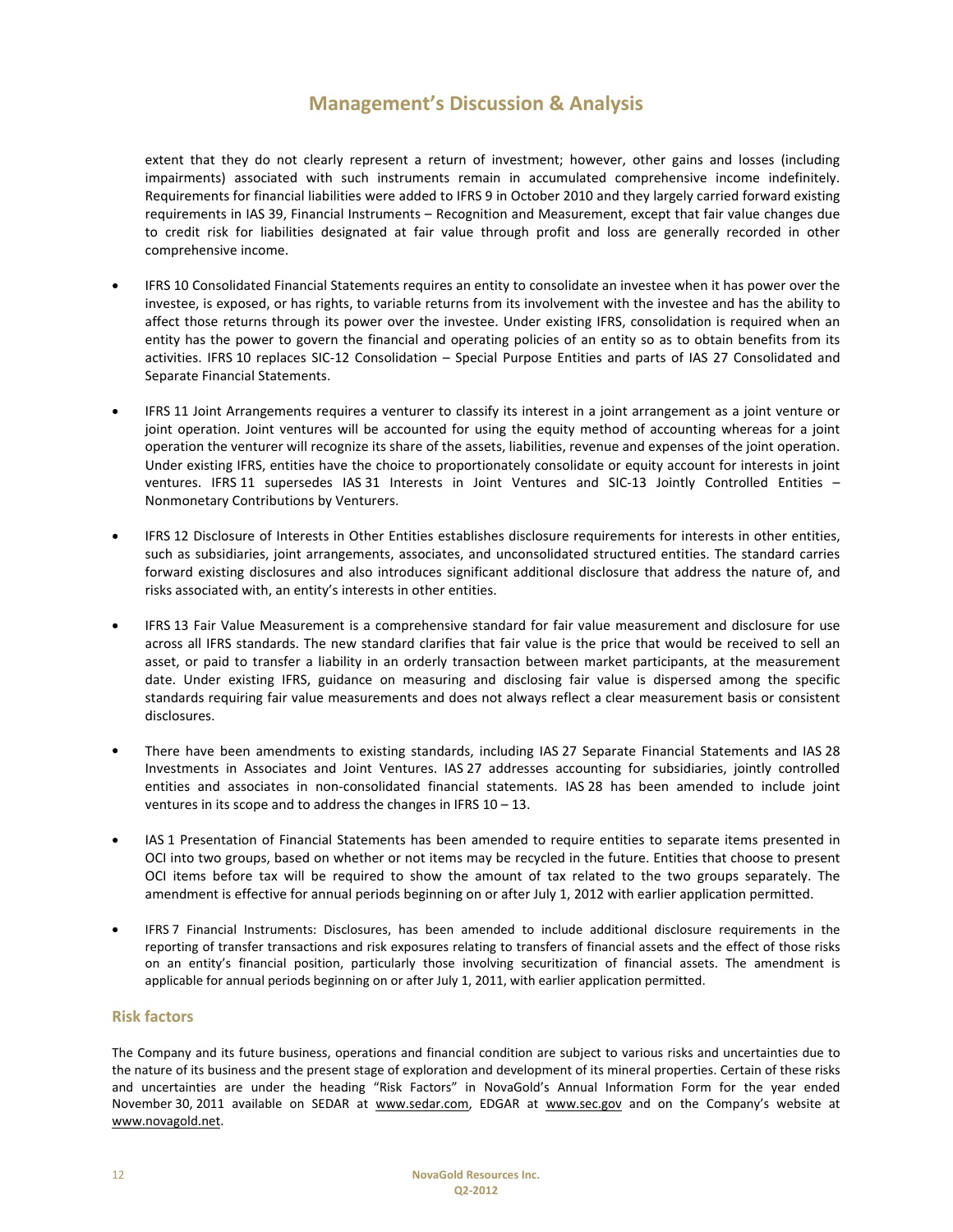extent that they do not clearly represent a return of investment; however, other gains and losses (including impairments) associated with such instruments remain in accumulated comprehensive income indefinitely. Requirements for financial liabilities were added to IFRS 9 in October 2010 and they largely carried forward existing requirements in IAS 39, Financial Instruments – Recognition and Measurement, except that fair value changes due to credit risk for liabilities designated at fair value through profit and loss are generally recorded in other comprehensive income.

- IFRS 10 Consolidated Financial Statements requires an entity to consolidate an investee when it has power over the investee, is exposed, or has rights, to variable returns from its involvement with the investee and has the ability to affect those returns through its power over the investee. Under existing IFRS, consolidation is required when an entity has the power to govern the financial and operating policies of an entity so as to obtain benefits from its activities. IFRS 10 replaces SIC-12 Consolidation – Special Purpose Entities and parts of IAS 27 Consolidated and Separate Financial Statements.

- IFRS 11 Joint Arrangements requires a venturer to classify its interest in a joint arrangement as a joint venture or joint operation. Joint ventures will be accounted for using the equity method of accounting whereas for a joint operation the venturer will recognize its share of the assets, liabilities, revenue and expenses of the joint operation. Under existing IFRS, entities have the choice to proportionately consolidate or equity account for interests in joint ventures. IFRS 11 supersedes IAS 31 Interests in Joint Ventures and SIC-13 Jointly Controlled Entities – Nonmonetary Contributions by Venturers.

- IFRS 12 Disclosure of Interests in Other Entities establishes disclosure requirements for interests in other entities, such as subsidiaries, joint arrangements, associates, and unconsolidated structured entities. The standard carries forward existing disclosures and also introduces significant additional disclosure that address the nature of, and risks associated with, an entity's interests in other entities.

- IFRS 13 Fair Value Measurement is a comprehensive standard for fair value measurement and disclosure for use across all IFRS standards. The new standard clarifies that fair value is the price that would be received to sell an asset, or paid to transfer a liability in an orderly transaction between market participants, at the measurement date. Under existing IFRS, guidance on measuring and disclosing fair value is dispersed among the specific standards requiring fair value measurements and does not always reflect a clear measurement basis or consistent disclosures.

- There have been amendments to existing standards, including IAS 27 Separate Financial Statements and IAS 28 Investments in Associates and Joint Ventures. IAS 27 addresses accounting for subsidiaries, jointly controlled entities and associates in non-consolidated financial statements. IAS 28 has been amended to include joint ventures in its scope and to address the changes in IFRS 10 – 13.

- IAS 1 Presentation of Financial Statements has been amended to require entities to separate items presented in OCI into two groups, based on whether or not items may be recycled in the future. Entities that choose to present OCI items before tax will be required to show the amount of tax related to the two groups separately. The amendment is effective for annual periods beginning on or after July 1, 2012 with earlier application permitted.

- IFRS 7 Financial Instruments: Disclosures, has been amended to include additional disclosure requirements in the reporting of transfer transactions and risk exposures relating to transfers of financial assets and the effect of those risks on an entity's financial position, particularly those involving securitization of financial assets. The amendment is applicable for annual periods beginning on or after July 1, 2011, with earlier application permitted.

## Risk factors

The Company and its future business, operations and financial condition are subject to various risks and uncertainties due to the nature of its business and the present stage of exploration and development of its mineral properties. Certain of these risks and uncertainties are under the heading "Risk Factors" in NovaGold's Annual Information Form for the year ended November 30, 2011 available on SEDAR at www.sedar.com, EDGAR at www.sec.gov and on the Company's website at www.novagold.net.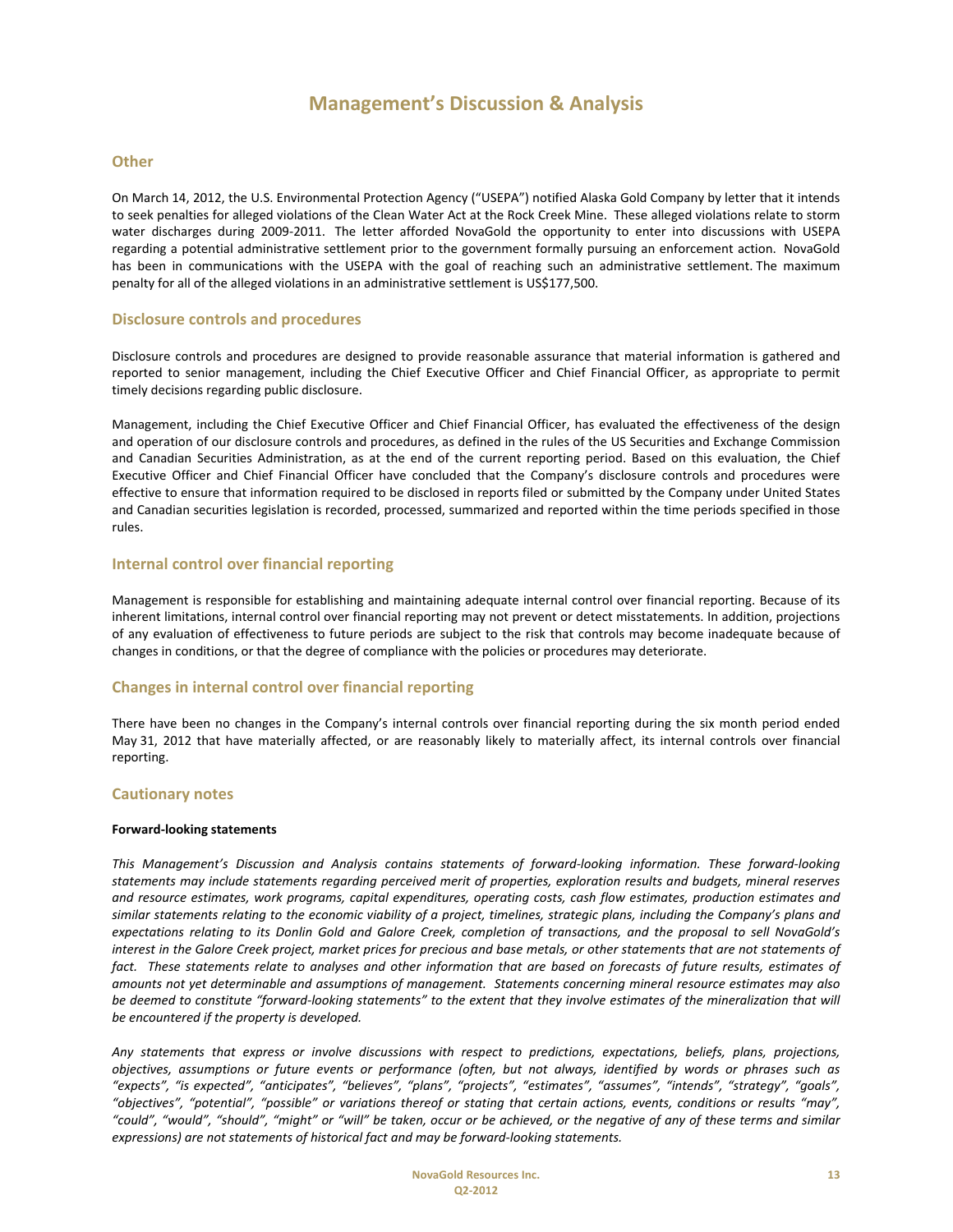## Other

On March 14, 2012, the U.S. Environmental Protection Agency ("USEPA") notified Alaska Gold Company by letter that it intends to seek penalties for alleged violations of the Clean Water Act at the Rock Creek Mine. These alleged violations relate to storm water discharges during 2009-2011. The letter afforded NovaGold the opportunity to enter into discussions with USEPA regarding a potential administrative settlement prior to the government formally pursuing an enforcement action. NovaGold has been in communications with the USEPA with the goal of reaching such an administrative settlement. The maximum penalty for all of the alleged violations in an administrative settlement is US$177,500.

## Disclosure controls and procedures

Disclosure controls and procedures are designed to provide reasonable assurance that material information is gathered and reported to senior management, including the Chief Executive Officer and Chief Financial Officer, as appropriate to permit timely decisions regarding public disclosure.

Management, including the Chief Executive Officer and Chief Financial Officer, has evaluated the effectiveness of the design and operation of our disclosure controls and procedures, as defined in the rules of the US Securities and Exchange Commission and Canadian Securities Administration, as at the end of the current reporting period. Based on this evaluation, the Chief Executive Officer and Chief Financial Officer have concluded that the Company's disclosure controls and procedures were effective to ensure that information required to be disclosed in reports filed or submitted by the Company under United States and Canadian securities legislation is recorded, processed, summarized and reported within the time periods specified in those rules.

## Internal control over financial reporting

Management is responsible for establishing and maintaining adequate internal control over financial reporting. Because of its inherent limitations, internal control over financial reporting may not prevent or detect misstatements. In addition, projections of any evaluation of effectiveness to future periods are subject to the risk that controls may become inadequate because of changes in conditions, or that the degree of compliance with the policies or procedures may deteriorate.

## Changes in internal control over financial reporting

There have been no changes in the Company's internal controls over financial reporting during the six month period ended May 31, 2012 that have materially affected, or are reasonably likely to materially affect, its internal controls over financial reporting.

## Cautionary notes

**Forward-looking statements**

*This Management's Discussion and Analysis contains statements of forward-looking information. These forward-looking statements may include statements regarding perceived merit of properties, exploration results and budgets, mineral reserves and resource estimates, work programs, capital expenditures, operating costs, cash flow estimates, production estimates and similar statements relating to the economic viability of a project, timelines, strategic plans, including the Company's plans and expectations relating to its Donlin Gold and Galore Creek, completion of transactions, and the proposal to sell NovaGold's interest in the Galore Creek project, market prices for precious and base metals, or other statements that are not statements of fact. These statements relate to analyses and other information that are based on forecasts of future results, estimates of amounts not yet determinable and assumptions of management. Statements concerning mineral resource estimates may also be deemed to constitute "forward-looking statements" to the extent that they involve estimates of the mineralization that will be encountered if the property is developed.*

*Any statements that express or involve discussions with respect to predictions, expectations, beliefs, plans, projections, objectives, assumptions or future events or performance (often, but not always, identified by words or phrases such as "expects", "is expected", "anticipates", "believes", "plans", "projects", "estimates", "assumes", "intends", "strategy", "goals", "objectives", "potential", "possible" or variations thereof or stating that certain actions, events, conditions or results "may", "could", "would", "should", "might" or "will" be taken, occur or be achieved, or the negative of any of these terms and similar expressions) are not statements of historical fact and may be forward-looking statements.*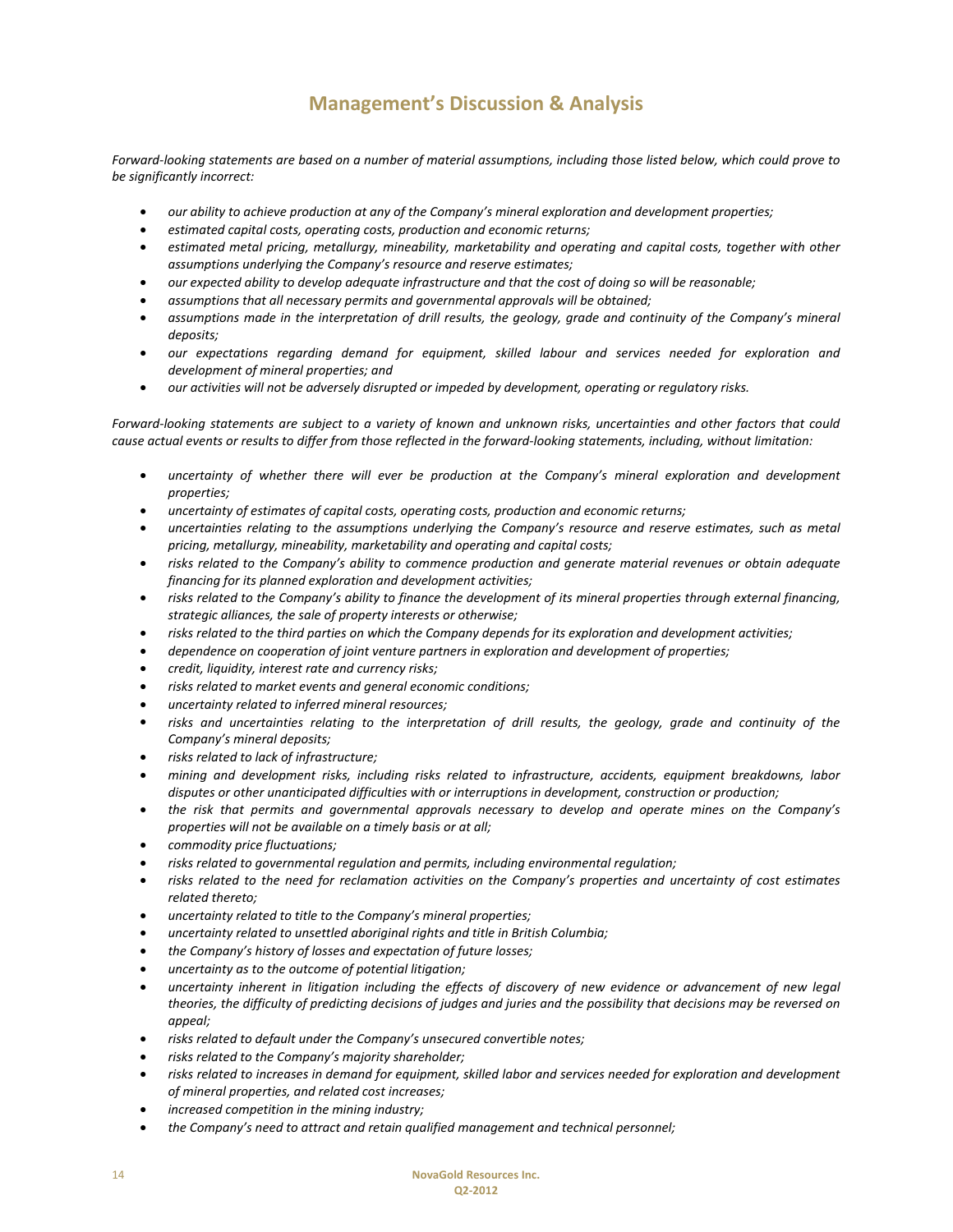# Management's Discussion & Analysis

*Forward-looking statements are based on a number of material assumptions, including those listed below, which could prove to be significantly incorrect:*

- *our ability to achieve production at any of the Company's mineral exploration and development properties;*
- *estimated capital costs, operating costs, production and economic returns;*
- *estimated metal pricing, metallurgy, mineability, marketability and operating and capital costs, together with other assumptions underlying the Company's resource and reserve estimates;*
- *our expected ability to develop adequate infrastructure and that the cost of doing so will be reasonable;*
- *assumptions that all necessary permits and governmental approvals will be obtained;*
- *assumptions made in the interpretation of drill results, the geology, grade and continuity of the Company's mineral deposits;*
- *our expectations regarding demand for equipment, skilled labour and services needed for exploration and development of mineral properties; and*
- *our activities will not be adversely disrupted or impeded by development, operating or regulatory risks.*

*Forward-looking statements are subject to a variety of known and unknown risks, uncertainties and other factors that could cause actual events or results to differ from those reflected in the forward-looking statements, including, without limitation:*

- *uncertainty of whether there will ever be production at the Company's mineral exploration and development properties;*
- *uncertainty of estimates of capital costs, operating costs, production and economic returns;*
- *uncertainties relating to the assumptions underlying the Company's resource and reserve estimates, such as metal pricing, metallurgy, mineability, marketability and operating and capital costs;*
- *risks related to the Company's ability to commence production and generate material revenues or obtain adequate financing for its planned exploration and development activities;*
- *risks related to the Company's ability to finance the development of its mineral properties through external financing, strategic alliances, the sale of property interests or otherwise;*
- *risks related to the third parties on which the Company depends for its exploration and development activities;*
- *dependence on cooperation of joint venture partners in exploration and development of properties;*
- *credit, liquidity, interest rate and currency risks;*
- *risks related to market events and general economic conditions;*
- *uncertainty related to inferred mineral resources;*
- *risks and uncertainties relating to the interpretation of drill results, the geology, grade and continuity of the Company's mineral deposits;*
- *risks related to lack of infrastructure;*
- *mining and development risks, including risks related to infrastructure, accidents, equipment breakdowns, labor disputes or other unanticipated difficulties with or interruptions in development, construction or production;*
- *the risk that permits and governmental approvals necessary to develop and operate mines on the Company's properties will not be available on a timely basis or at all;*
- *commodity price fluctuations;*
- *risks related to governmental regulation and permits, including environmental regulation;*
- *risks related to the need for reclamation activities on the Company's properties and uncertainty of cost estimates related thereto;*
- *uncertainty related to title to the Company's mineral properties;*
- *uncertainty related to unsettled aboriginal rights and title in British Columbia;*
- *the Company's history of losses and expectation of future losses;*
- *uncertainty as to the outcome of potential litigation;*
- *uncertainty inherent in litigation including the effects of discovery of new evidence or advancement of new legal theories, the difficulty of predicting decisions of judges and juries and the possibility that decisions may be reversed on appeal;*
- *risks related to default under the Company's unsecured convertible notes;*
- *risks related to the Company's majority shareholder;*
- *risks related to increases in demand for equipment, skilled labor and services needed for exploration and development of mineral properties, and related cost increases;*
- *increased competition in the mining industry;*
- *the Company's need to attract and retain qualified management and technical personnel;*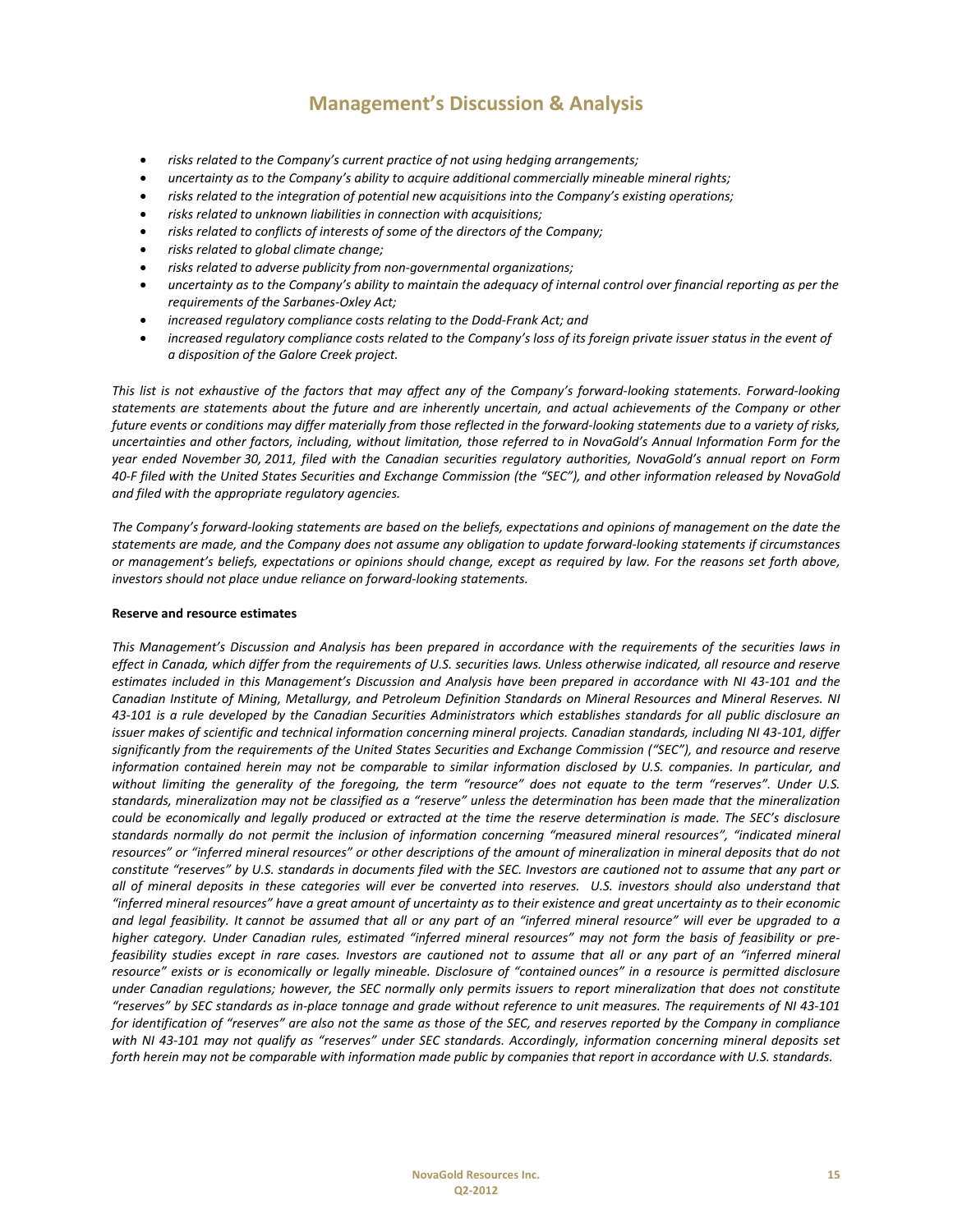- *risks related to the Company's current practice of not using hedging arrangements;*
- *uncertainty as to the Company's ability to acquire additional commercially mineable mineral rights;*
- *risks related to the integration of potential new acquisitions into the Company's existing operations;*
- *risks related to unknown liabilities in connection with acquisitions;*
- *risks related to conflicts of interests of some of the directors of the Company;*
- *risks related to global climate change;*
- *risks related to adverse publicity from non-governmental organizations;*
- *uncertainty as to the Company's ability to maintain the adequacy of internal control over financial reporting as per the requirements of the Sarbanes-Oxley Act;*
- *increased regulatory compliance costs relating to the Dodd-Frank Act; and*
- *increased regulatory compliance costs related to the Company's loss of its foreign private issuer status in the event of a disposition of the Galore Creek project.*

*This list is not exhaustive of the factors that may affect any of the Company's forward-looking statements. Forward-looking statements are statements about the future and are inherently uncertain, and actual achievements of the Company or other future events or conditions may differ materially from those reflected in the forward-looking statements due to a variety of risks, uncertainties and other factors, including, without limitation, those referred to in NovaGold's Annual Information Form for the year ended November 30, 2011, filed with the Canadian securities regulatory authorities, NovaGold's annual report on Form 40-F filed with the United States Securities and Exchange Commission (the "SEC"), and other information released by NovaGold and filed with the appropriate regulatory agencies.*

*The Company's forward-looking statements are based on the beliefs, expectations and opinions of management on the date the statements are made, and the Company does not assume any obligation to update forward-looking statements if circumstances or management's beliefs, expectations or opinions should change, except as required by law. For the reasons set forth above, investors should not place undue reliance on forward-looking statements.*

**Reserve and resource estimates**

*This Management's Discussion and Analysis has been prepared in accordance with the requirements of the securities laws in effect in Canada, which differ from the requirements of U.S. securities laws. Unless otherwise indicated, all resource and reserve estimates included in this Management's Discussion and Analysis have been prepared in accordance with NI 43-101 and the Canadian Institute of Mining, Metallurgy, and Petroleum Definition Standards on Mineral Resources and Mineral Reserves. NI 43-101 is a rule developed by the Canadian Securities Administrators which establishes standards for all public disclosure an issuer makes of scientific and technical information concerning mineral projects. Canadian standards, including NI 43-101, differ significantly from the requirements of the United States Securities and Exchange Commission ("SEC"), and resource and reserve information contained herein may not be comparable to similar information disclosed by U.S. companies. In particular, and without limiting the generality of the foregoing, the term "resource" does not equate to the term "reserves". Under U.S. standards, mineralization may not be classified as a "reserve" unless the determination has been made that the mineralization could be economically and legally produced or extracted at the time the reserve determination is made. The SEC's disclosure standards normally do not permit the inclusion of information concerning "measured mineral resources", "indicated mineral resources" or "inferred mineral resources" or other descriptions of the amount of mineralization in mineral deposits that do not constitute "reserves" by U.S. standards in documents filed with the SEC. Investors are cautioned not to assume that any part or all of mineral deposits in these categories will ever be converted into reserves. U.S. investors should also understand that "inferred mineral resources" have a great amount of uncertainty as to their existence and great uncertainty as to their economic and legal feasibility. It cannot be assumed that all or any part of an "inferred mineral resource" will ever be upgraded to a higher category. Under Canadian rules, estimated "inferred mineral resources" may not form the basis of feasibility or pre-feasibility studies except in rare cases. Investors are cautioned not to assume that all or any part of an "inferred mineral resource" exists or is economically or legally mineable. Disclosure of "contained ounces" in a resource is permitted disclosure under Canadian regulations; however, the SEC normally only permits issuers to report mineralization that does not constitute "reserves" by SEC standards as in-place tonnage and grade without reference to unit measures. The requirements of NI 43-101 for identification of "reserves" are also not the same as those of the SEC, and reserves reported by the Company in compliance with NI 43-101 may not qualify as "reserves" under SEC standards. Accordingly, information concerning mineral deposits set forth herein may not be comparable with information made public by companies that report in accordance with U.S. standards.*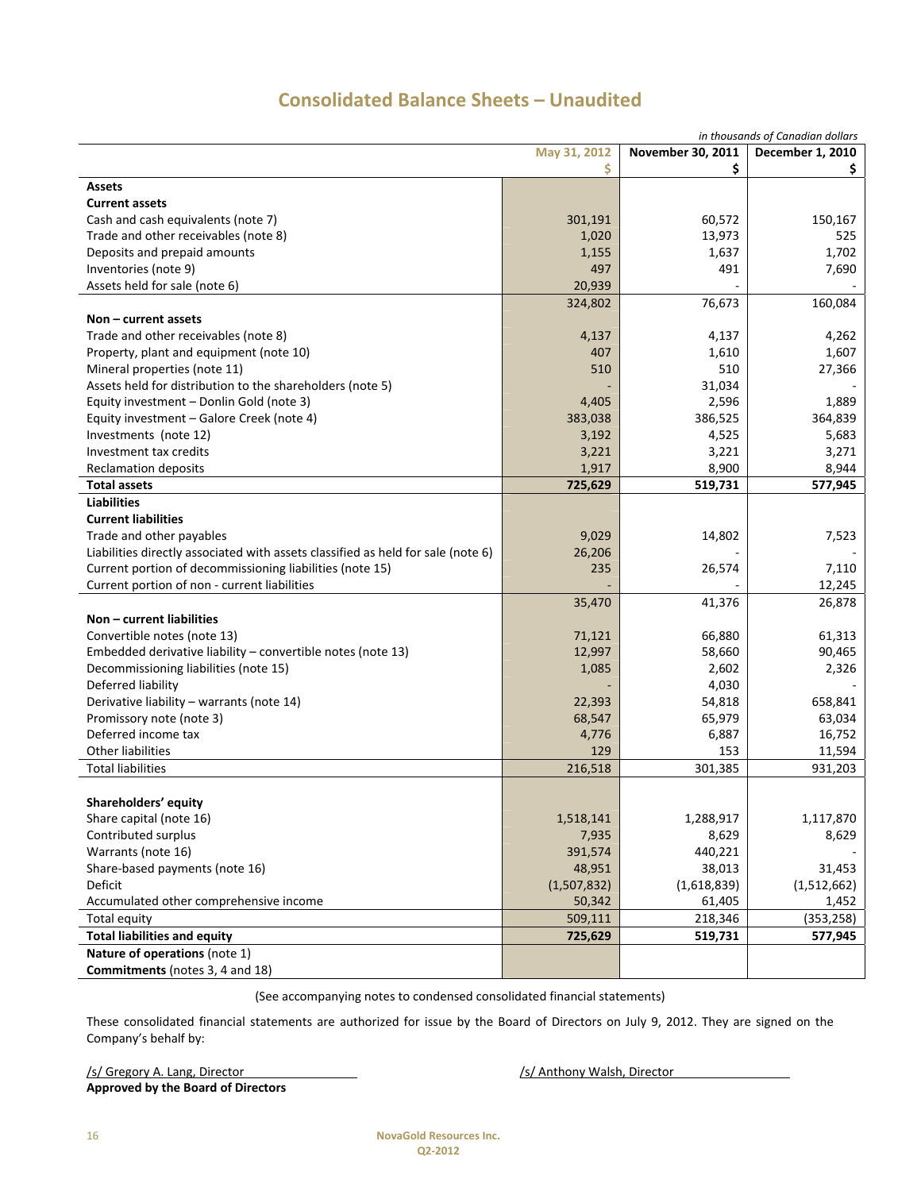# Consolidated Balance Sheets – Unaudited

*in thousands of Canadian dollars*

| | May 31, 2012<br>$ | November 30, 2011<br>$ | December 1, 2010<br>$ |
|---|---|---|---|
| **Assets** | | | |
| **Current assets** | | | |
| Cash and cash equivalents (note 7) | 301,191 | 60,572 | 150,167 |
| Trade and other receivables (note 8) | 1,020 | 13,973 | 525 |
| Deposits and prepaid amounts | 1,155 | 1,637 | 1,702 |
| Inventories (note 9) | 497 | 491 | 7,690 |
| Assets held for sale (note 6) | 20,939 | - | - |
| | 324,802 | 76,673 | 160,084 |
| **Non – current assets** | | | |
| Trade and other receivables (note 8) | 4,137 | 4,137 | 4,262 |
| Property, plant and equipment (note 10) | 407 | 1,610 | 1,607 |
| Mineral properties (note 11) | 510 | 510 | 27,366 |
| Assets held for distribution to the shareholders (note 5) | - | 31,034 | - |
| Equity investment – Donlin Gold (note 3) | 4,405 | 2,596 | 1,889 |
| Equity investment – Galore Creek (note 4) | 383,038 | 386,525 | 364,839 |
| Investments (note 12) | 3,192 | 4,525 | 5,683 |
| Investment tax credits | 3,221 | 3,221 | 3,271 |
| Reclamation deposits | 1,917 | 8,900 | 8,944 |
| **Total assets** | **725,629** | **519,731** | **577,945** |
| **Liabilities** | | | |
| **Current liabilities** | | | |
| Trade and other payables | 9,029 | 14,802 | 7,523 |
| Liabilities directly associated with assets classified as held for sale (note 6) | 26,206 | - | - |
| Current portion of decommissioning liabilities (note 15) | 235 | 26,574 | 7,110 |
| Current portion of non - current liabilities | - | - | 12,245 |
| | 35,470 | 41,376 | 26,878 |
| **Non – current liabilities** | | | |
| Convertible notes (note 13) | 71,121 | 66,880 | 61,313 |
| Embedded derivative liability – convertible notes (note 13) | 12,997 | 58,660 | 90,465 |
| Decommissioning liabilities (note 15) | 1,085 | 2,602 | 2,326 |
| Deferred liability | - | 4,030 | - |
| Derivative liability – warrants (note 14) | 22,393 | 54,818 | 658,841 |
| Promissory note (note 3) | 68,547 | 65,979 | 63,034 |
| Deferred income tax | 4,776 | 6,887 | 16,752 |
| Other liabilities | 129 | 153 | 11,594 |
| Total liabilities | 216,518 | 301,385 | 931,203 |
| **Shareholders' equity** | | | |
| Share capital (note 16) | 1,518,141 | 1,288,917 | 1,117,870 |
| Contributed surplus | 7,935 | 8,629 | 8,629 |
| Warrants (note 16) | 391,574 | 440,221 | - |
| Share-based payments (note 16) | 48,951 | 38,013 | 31,453 |
| Deficit | (1,507,832) | (1,618,839) | (1,512,662) |
| Accumulated other comprehensive income | 50,342 | 61,405 | 1,452 |
| Total equity | 509,111 | 218,346 | (353,258) |
| **Total liabilities and equity** | **725,629** | **519,731** | **577,945** |
| **Nature of operations** (note 1) | | | |
| **Commitments** (notes 3, 4 and 18) | | | |

(See accompanying notes to condensed consolidated financial statements)

These consolidated financial statements are authorized for issue by the Board of Directors on July 9, 2012. They are signed on the Company's behalf by:

/s/ Gregory A. Lang, Director

/s/ Anthony Walsh, Director

**Approved by the Board of Directors**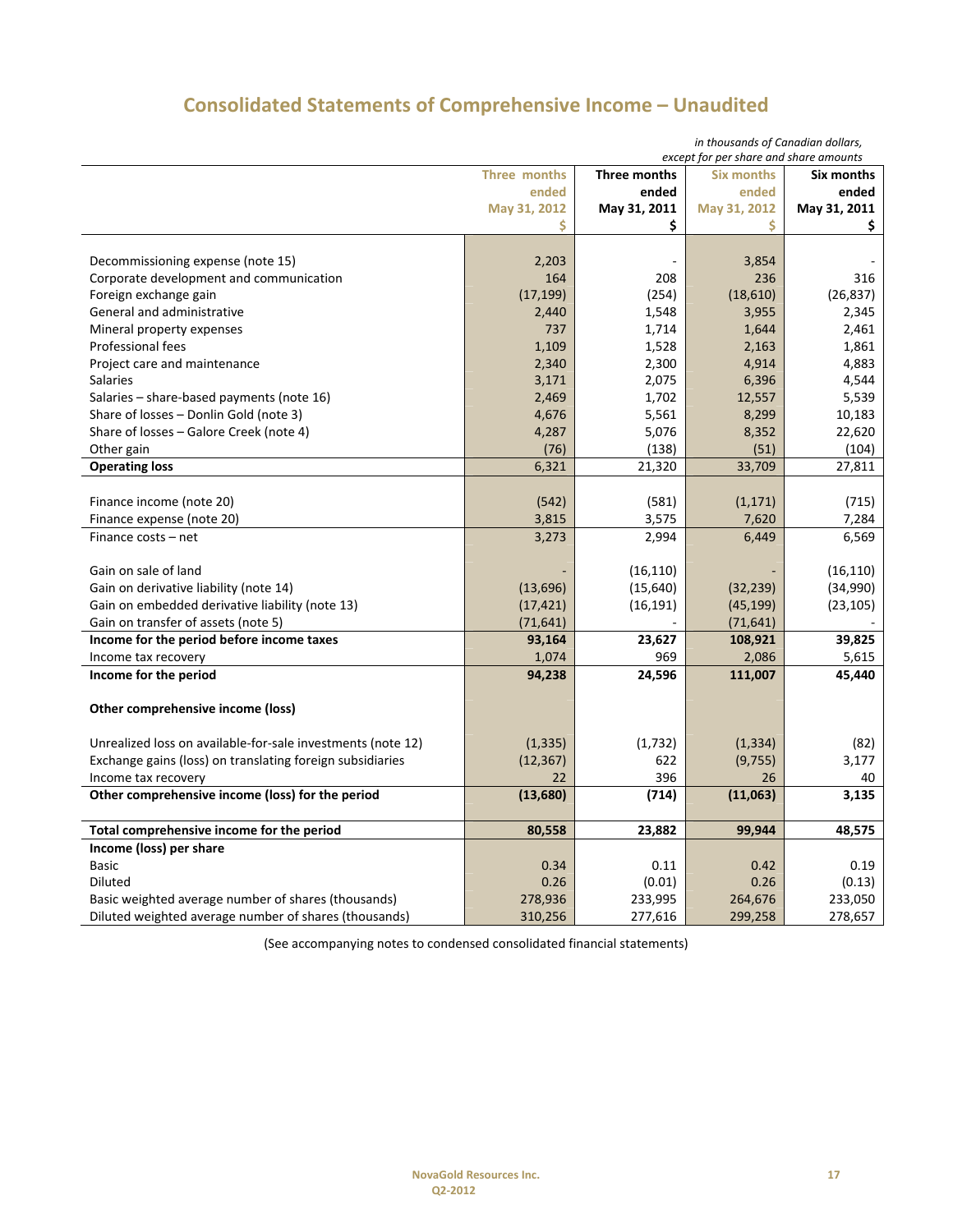# Consolidated Statements of Comprehensive Income – Unaudited

*in thousands of Canadian dollars, except for per share and share amounts*

| | Three months ended May 31, 2012 $ | Three months ended May 31, 2011 $ | Six months ended May 31, 2012 $ | Six months ended May 31, 2011 $ |
|---|---|---|---|---|
| Decommissioning expense (note 15) | 2,203 | - | 3,854 | - |
| Corporate development and communication | 164 | 208 | 236 | 316 |
| Foreign exchange gain | (17,199) | (254) | (18,610) | (26,837) |
| General and administrative | 2,440 | 1,548 | 3,955 | 2,345 |
| Mineral property expenses | 737 | 1,714 | 1,644 | 2,461 |
| Professional fees | 1,109 | 1,528 | 2,163 | 1,861 |
| Project care and maintenance | 2,340 | 2,300 | 4,914 | 4,883 |
| Salaries | 3,171 | 2,075 | 6,396 | 4,544 |
| Salaries – share-based payments (note 16) | 2,469 | 1,702 | 12,557 | 5,539 |
| Share of losses – Donlin Gold (note 3) | 4,676 | 5,561 | 8,299 | 10,183 |
| Share of losses – Galore Creek (note 4) | 4,287 | 5,076 | 8,352 | 22,620 |
| Other gain | (76) | (138) | (51) | (104) |
| **Operating loss** | 6,321 | 21,320 | 33,709 | 27,811 |
| | | | | |
| Finance income (note 20) | (542) | (581) | (1,171) | (715) |
| Finance expense (note 20) | 3,815 | 3,575 | 7,620 | 7,284 |
| Finance costs – net | 3,273 | 2,994 | 6,449 | 6,569 |
| | | | | |
| Gain on sale of land | - | (16,110) | - | (16,110) |
| Gain on derivative liability (note 14) | (13,696) | (15,640) | (32,239) | (34,990) |
| Gain on embedded derivative liability (note 13) | (17,421) | (16,191) | (45,199) | (23,105) |
| Gain on transfer of assets (note 5) | (71,641) | - | (71,641) | - |
| **Income for the period before income taxes** | **93,164** | **23,627** | **108,921** | **39,825** |
| Income tax recovery | 1,074 | 969 | 2,086 | 5,615 |
| **Income for the period** | **94,238** | **24,596** | **111,007** | **45,440** |
| | | | | |
| **Other comprehensive income (loss)** | | | | |
| | | | | |
| Unrealized loss on available-for-sale investments (note 12) | (1,335) | (1,732) | (1,334) | (82) |
| Exchange gains (loss) on translating foreign subsidiaries | (12,367) | 622 | (9,755) | 3,177 |
| Income tax recovery | 22 | 396 | 26 | 40 |
| **Other comprehensive income (loss) for the period** | **(13,680)** | **(714)** | **(11,063)** | **3,135** |
| | | | | |
| **Total comprehensive income for the period** | **80,558** | **23,882** | **99,944** | **48,575** |
| **Income (loss) per share** | | | | |
| Basic | 0.34 | 0.11 | 0.42 | 0.19 |
| Diluted | 0.26 | (0.01) | 0.26 | (0.13) |
| Basic weighted average number of shares (thousands) | 278,936 | 233,995 | 264,676 | 233,050 |
| Diluted weighted average number of shares (thousands) | 310,256 | 277,616 | 299,258 | 278,657 |

(See accompanying notes to condensed consolidated financial statements)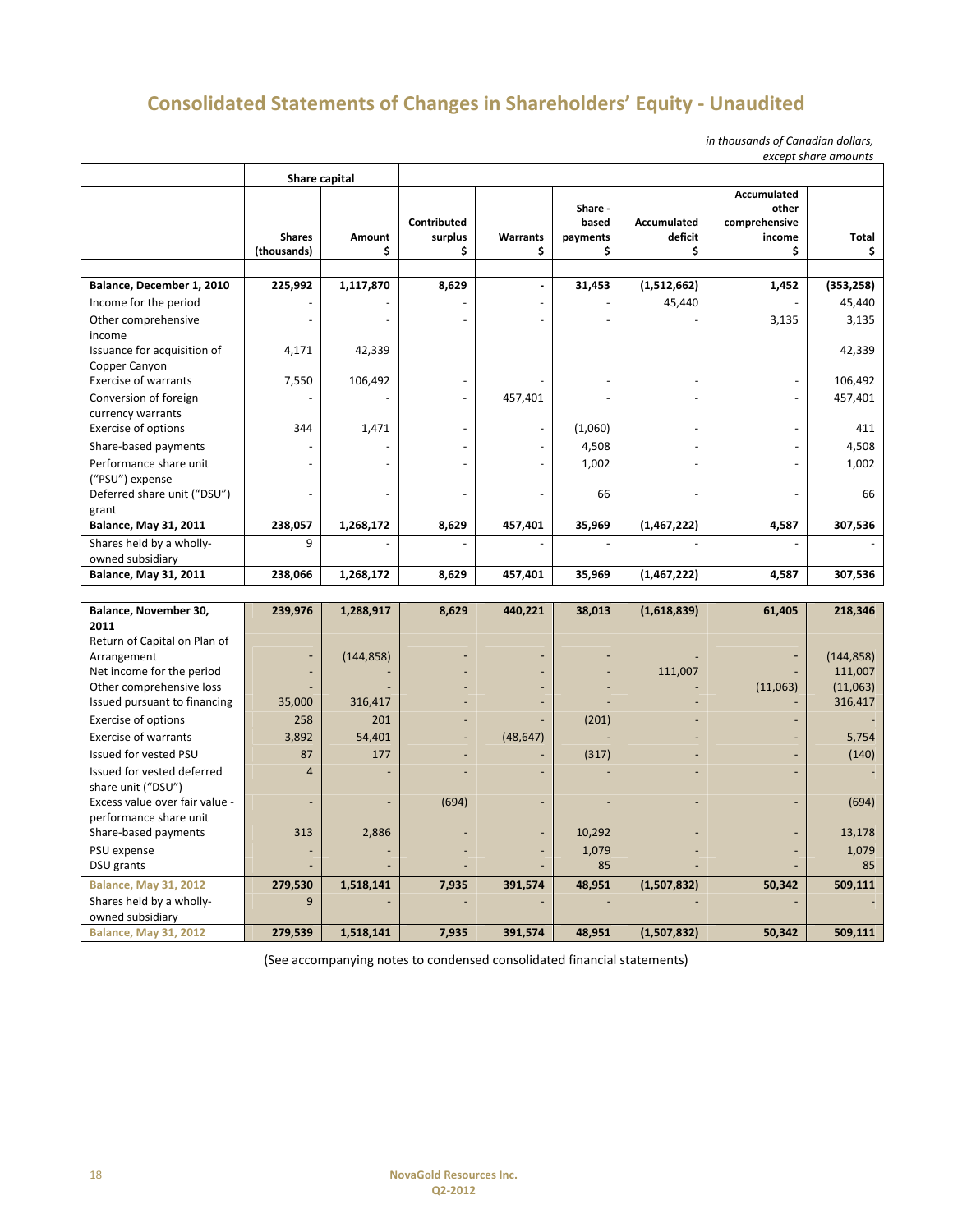# Consolidated Statements of Changes in Shareholders' Equity - Unaudited

*in thousands of Canadian dollars, except share amounts*

| | Share capital | | | | | | | |
|---|---|---|---|---|---|---|---|---|
| | Shares (thousands) | Amount $ | Contributed surplus $ | Warrants $ | Share - based payments $ | Accumulated deficit $ | Accumulated other comprehensive income $ | Total $ |
| **Balance, December 1, 2010** | **225,992** | **1,117,870** | **8,629** | **-** | **31,453** | **(1,512,662)** | **1,452** | **(353,258)** |
| Income for the period | - | - | - | - | - | 45,440 | - | 45,440 |
| Other comprehensive income | - | - | - | - | - | - | 3,135 | 3,135 |
| Issuance for acquisition of Copper Canyon | 4,171 | 42,339 | | | | | | 42,339 |
| Exercise of warrants | 7,550 | 106,492 | - | - | - | - | - | 106,492 |
| Conversion of foreign currency warrants | - | - | - | 457,401 | - | - | - | 457,401 |
| Exercise of options | 344 | 1,471 | - | - | (1,060) | - | - | 411 |
| Share-based payments | - | - | - | - | 4,508 | - | - | 4,508 |
| Performance share unit ("PSU") expense | - | - | - | - | 1,002 | - | - | 1,002 |
| Deferred share unit ("DSU") grant | - | - | - | - | 66 | - | - | 66 |
| **Balance, May 31, 2011** | **238,057** | **1,268,172** | **8,629** | **457,401** | **35,969** | **(1,467,222)** | **4,587** | **307,536** |
| Shares held by a wholly-owned subsidiary | 9 | - | - | - | - | - | - | - |
| **Balance, May 31, 2011** | **238,066** | **1,268,172** | **8,629** | **457,401** | **35,969** | **(1,467,222)** | **4,587** | **307,536** |
| | | | | | | | | |
| **Balance, November 30, 2011** | **239,976** | **1,288,917** | **8,629** | **440,221** | **38,013** | **(1,618,839)** | **61,405** | **218,346** |
| Return of Capital on Plan of Arrangement | - | (144,858) | - | - | - | - | - | (144,858) |
| Net income for the period | - | - | - | - | - | 111,007 | - | 111,007 |
| Other comprehensive loss | - | - | - | - | - | - | (11,063) | (11,063) |
| Issued pursuant to financing | 35,000 | 316,417 | - | - | - | - | - | 316,417 |
| Exercise of options | 258 | 201 | - | - | (201) | - | - | - |
| Exercise of warrants | 3,892 | 54,401 | - | (48,647) | - | - | - | 5,754 |
| Issued for vested PSU | 87 | 177 | - | - | (317) | - | - | (140) |
| Issued for vested deferred share unit ("DSU") | 4 | - | - | - | - | - | - | - |
| Excess value over fair value - performance share unit | - | - | (694) | - | - | - | - | (694) |
| Share-based payments | 313 | 2,886 | - | - | 10,292 | - | - | 13,178 |
| PSU expense | - | - | - | - | 1,079 | - | - | 1,079 |
| DSU grants | - | - | - | - | 85 | - | - | 85 |
| **Balance, May 31, 2012** | **279,530** | **1,518,141** | **7,935** | **391,574** | **48,951** | **(1,507,832)** | **50,342** | **509,111** |
| Shares held by a wholly-owned subsidiary | 9 | - | - | - | - | - | - | - |
| **Balance, May 31, 2012** | **279,539** | **1,518,141** | **7,935** | **391,574** | **48,951** | **(1,507,832)** | **50,342** | **509,111** |

(See accompanying notes to condensed consolidated financial statements)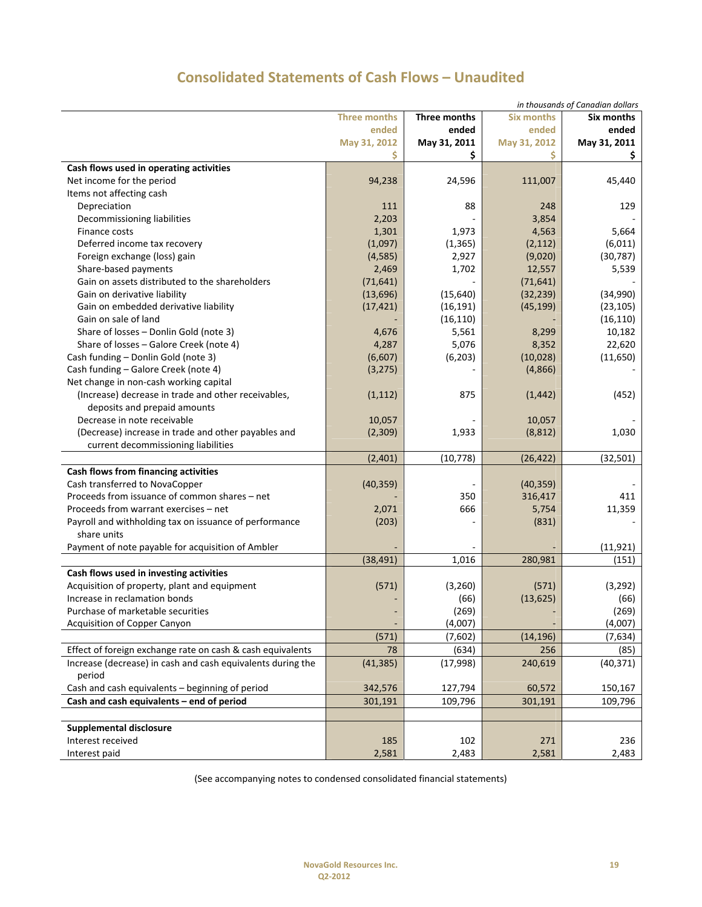# Consolidated Statements of Cash Flows – Unaudited

*in thousands of Canadian dollars*

| | Three months ended May 31, 2012 $ | Three months ended May 31, 2011 $ | Six months ended May 31, 2012 $ | Six months ended May 31, 2011 $ |
|---|---|---|---|---|
| **Cash flows used in operating activities** | | | | |
| Net income for the period | 94,238 | 24,596 | 111,007 | 45,440 |
| Items not affecting cash | | | | |
| Depreciation | 111 | 88 | 248 | 129 |
| Decommissioning liabilities | 2,203 | - | 3,854 | - |
| Finance costs | 1,301 | 1,973 | 4,563 | 5,664 |
| Deferred income tax recovery | (1,097) | (1,365) | (2,112) | (6,011) |
| Foreign exchange (loss) gain | (4,585) | 2,927 | (9,020) | (30,787) |
| Share-based payments | 2,469 | 1,702 | 12,557 | 5,539 |
| Gain on assets distributed to the shareholders | (71,641) | - | (71,641) | - |
| Gain on derivative liability | (13,696) | (15,640) | (32,239) | (34,990) |
| Gain on embedded derivative liability | (17,421) | (16,191) | (45,199) | (23,105) |
| Gain on sale of land | - | (16,110) | - | (16,110) |
| Share of losses – Donlin Gold (note 3) | 4,676 | 5,561 | 8,299 | 10,182 |
| Share of losses – Galore Creek (note 4) | 4,287 | 5,076 | 8,352 | 22,620 |
| Cash funding – Donlin Gold (note 3) | (6,607) | (6,203) | (10,028) | (11,650) |
| Cash funding – Galore Creek (note 4) | (3,275) | - | (4,866) | - |
| Net change in non-cash working capital | | | | |
| (Increase) decrease in trade and other receivables, deposits and prepaid amounts | (1,112) | 875 | (1,442) | (452) |
| Decrease in note receivable | 10,057 | - | 10,057 | - |
| (Decrease) increase in trade and other payables and current decommissioning liabilities | (2,309) | 1,933 | (8,812) | 1,030 |
| | (2,401) | (10,778) | (26,422) | (32,501) |
| **Cash flows from financing activities** | | | | |
| Cash transferred to NovaCopper | (40,359) | - | (40,359) | - |
| Proceeds from issuance of common shares – net | - | 350 | 316,417 | 411 |
| Proceeds from warrant exercises – net | 2,071 | 666 | 5,754 | 11,359 |
| Payroll and withholding tax on issuance of performance share units | (203) | - | (831) | - |
| Payment of note payable for acquisition of Ambler | - | - | - | (11,921) |
| | (38,491) | 1,016 | 280,981 | (151) |
| **Cash flows used in investing activities** | | | | |
| Acquisition of property, plant and equipment | (571) | (3,260) | (571) | (3,292) |
| Increase in reclamation bonds | - | (66) | (13,625) | (66) |
| Purchase of marketable securities | - | (269) | - | (269) |
| Acquisition of Copper Canyon | - | (4,007) | - | (4,007) |
| | (571) | (7,602) | (14,196) | (7,634) |
| Effect of foreign exchange rate on cash & cash equivalents | 78 | (634) | 256 | (85) |
| Increase (decrease) in cash and cash equivalents during the period | (41,385) | (17,998) | 240,619 | (40,371) |
| Cash and cash equivalents – beginning of period | 342,576 | 127,794 | 60,572 | 150,167 |
| **Cash and cash equivalents – end of period** | 301,191 | 109,796 | 301,191 | 109,796 |
| | | | | |
| **Supplemental disclosure** | | | | |
| Interest received | 185 | 102 | 271 | 236 |
| Interest paid | 2,581 | 2,483 | 2,581 | 2,483 |

(See accompanying notes to condensed consolidated financial statements)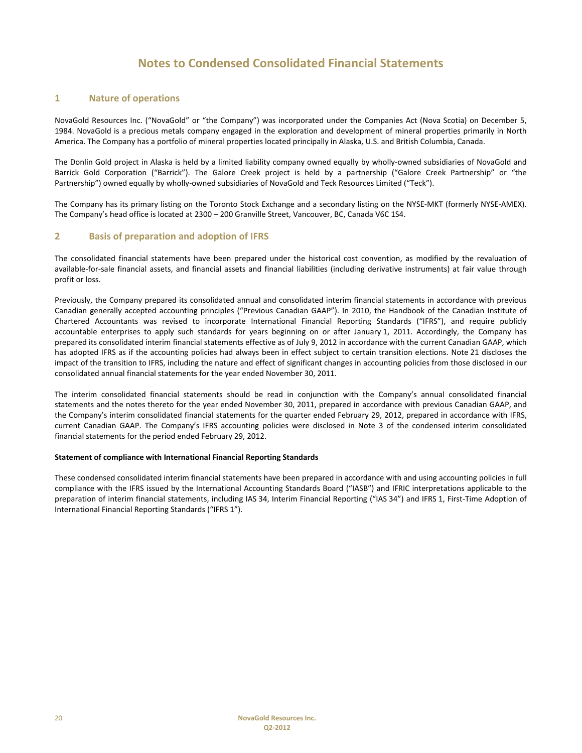# Notes to Condensed Consolidated Financial Statements

## 1 Nature of operations

NovaGold Resources Inc. ("NovaGold" or "the Company") was incorporated under the Companies Act (Nova Scotia) on December 5, 1984. NovaGold is a precious metals company engaged in the exploration and development of mineral properties primarily in North America. The Company has a portfolio of mineral properties located principally in Alaska, U.S. and British Columbia, Canada.

The Donlin Gold project in Alaska is held by a limited liability company owned equally by wholly-owned subsidiaries of NovaGold and Barrick Gold Corporation ("Barrick"). The Galore Creek project is held by a partnership ("Galore Creek Partnership" or "the Partnership") owned equally by wholly-owned subsidiaries of NovaGold and Teck Resources Limited ("Teck").

The Company has its primary listing on the Toronto Stock Exchange and a secondary listing on the NYSE-MKT (formerly NYSE-AMEX). The Company's head office is located at 2300 – 200 Granville Street, Vancouver, BC, Canada V6C 1S4.

## 2 Basis of preparation and adoption of IFRS

The consolidated financial statements have been prepared under the historical cost convention, as modified by the revaluation of available-for-sale financial assets, and financial assets and financial liabilities (including derivative instruments) at fair value through profit or loss.

Previously, the Company prepared its consolidated annual and consolidated interim financial statements in accordance with previous Canadian generally accepted accounting principles ("Previous Canadian GAAP"). In 2010, the Handbook of the Canadian Institute of Chartered Accountants was revised to incorporate International Financial Reporting Standards ("IFRS"), and require publicly accountable enterprises to apply such standards for years beginning on or after January 1, 2011. Accordingly, the Company has prepared its consolidated interim financial statements effective as of July 9, 2012 in accordance with the current Canadian GAAP, which has adopted IFRS as if the accounting policies had always been in effect subject to certain transition elections. Note 21 discloses the impact of the transition to IFRS, including the nature and effect of significant changes in accounting policies from those disclosed in our consolidated annual financial statements for the year ended November 30, 2011.

The interim consolidated financial statements should be read in conjunction with the Company's annual consolidated financial statements and the notes thereto for the year ended November 30, 2011, prepared in accordance with previous Canadian GAAP, and the Company's interim consolidated financial statements for the quarter ended February 29, 2012, prepared in accordance with IFRS, current Canadian GAAP. The Company's IFRS accounting policies were disclosed in Note 3 of the condensed interim consolidated financial statements for the period ended February 29, 2012.

**Statement of compliance with International Financial Reporting Standards**

These condensed consolidated interim financial statements have been prepared in accordance with and using accounting policies in full compliance with the IFRS issued by the International Accounting Standards Board ("IASB") and IFRIC interpretations applicable to the preparation of interim financial statements, including IAS 34, Interim Financial Reporting ("IAS 34") and IFRS 1, First-Time Adoption of International Financial Reporting Standards ("IFRS 1").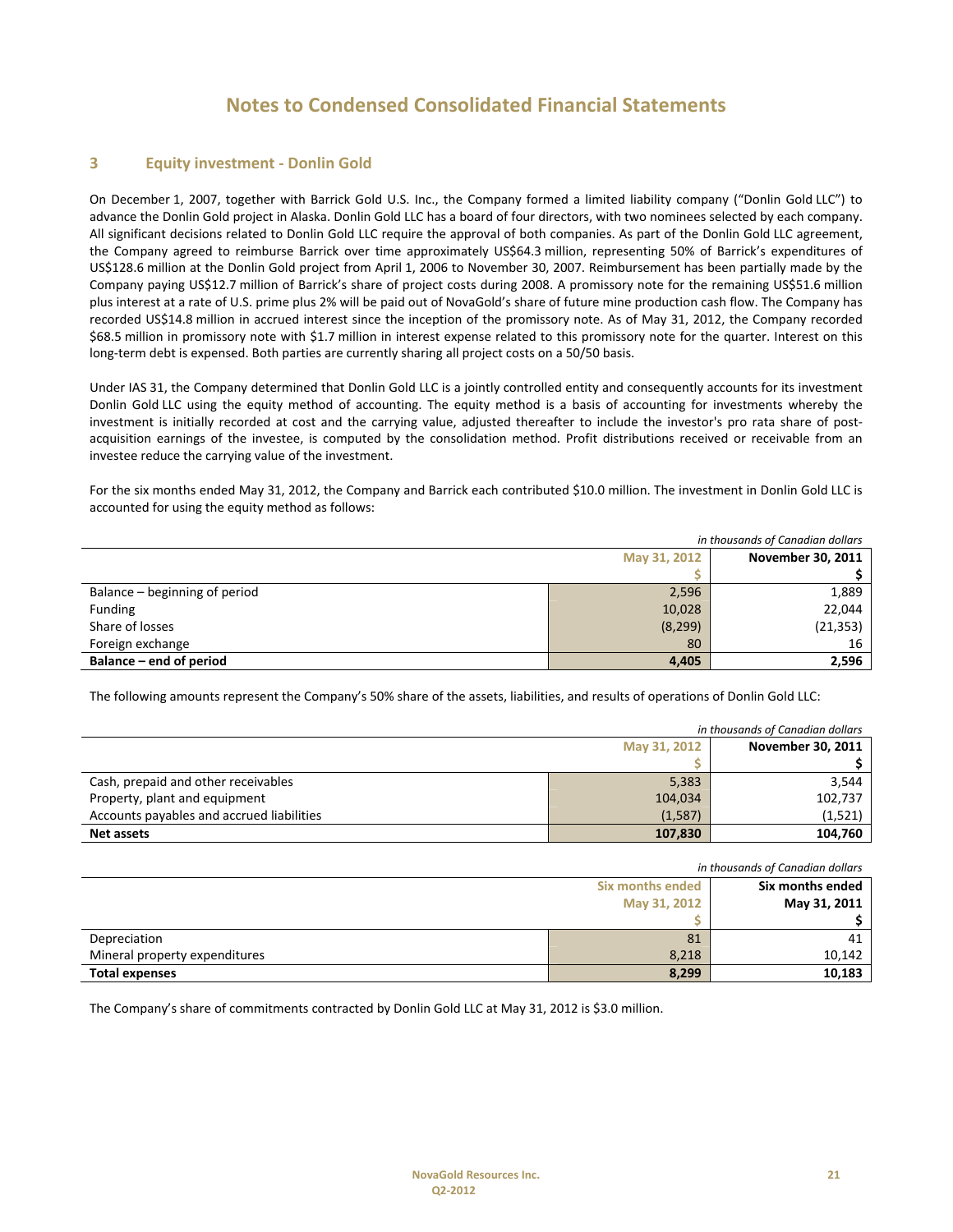# Notes to Condensed Consolidated Financial Statements

## 3 Equity investment - Donlin Gold

On December 1, 2007, together with Barrick Gold U.S. Inc., the Company formed a limited liability company ("Donlin Gold LLC") to advance the Donlin Gold project in Alaska. Donlin Gold LLC has a board of four directors, with two nominees selected by each company. All significant decisions related to Donlin Gold LLC require the approval of both companies. As part of the Donlin Gold LLC agreement, the Company agreed to reimburse Barrick over time approximately US$64.3 million, representing 50% of Barrick's expenditures of US$128.6 million at the Donlin Gold project from April 1, 2006 to November 30, 2007. Reimbursement has been partially made by the Company paying US$12.7 million of Barrick's share of project costs during 2008. A promissory note for the remaining US$51.6 million plus interest at a rate of U.S. prime plus 2% will be paid out of NovaGold's share of future mine production cash flow. The Company has recorded US$14.8 million in accrued interest since the inception of the promissory note. As of May 31, 2012, the Company recorded $68.5 million in promissory note with $1.7 million in interest expense related to this promissory note for the quarter. Interest on this long-term debt is expensed. Both parties are currently sharing all project costs on a 50/50 basis.

Under IAS 31, the Company determined that Donlin Gold LLC is a jointly controlled entity and consequently accounts for its investment Donlin Gold LLC using the equity method of accounting. The equity method is a basis of accounting for investments whereby the investment is initially recorded at cost and the carrying value, adjusted thereafter to include the investor's pro rata share of post-acquisition earnings of the investee, is computed by the consolidation method. Profit distributions received or receivable from an investee reduce the carrying value of the investment.

For the six months ended May 31, 2012, the Company and Barrick each contributed $10.0 million. The investment in Donlin Gold LLC is accounted for using the equity method as follows:

*in thousands of Canadian dollars*

| | May 31, 2012 | November 30, 2011 |
|---|---|---|
| | $ | $ |
| Balance – beginning of period | 2,596 | 1,889 |
| Funding | 10,028 | 22,044 |
| Share of losses | (8,299) | (21,353) |
| Foreign exchange | 80 | 16 |
| **Balance – end of period** | **4,405** | **2,596** |

The following amounts represent the Company's 50% share of the assets, liabilities, and results of operations of Donlin Gold LLC:

*in thousands of Canadian dollars*

| | May 31, 2012 | November 30, 2011 |
|---|---|---|
| | $ | $ |
| Cash, prepaid and other receivables | 5,383 | 3,544 |
| Property, plant and equipment | 104,034 | 102,737 |
| Accounts payables and accrued liabilities | (1,587) | (1,521) |
| **Net assets** | **107,830** | **104,760** |

*in thousands of Canadian dollars*

| | Six months ended May 31, 2012 | Six months ended May 31, 2011 |
|---|---|---|
| | $ | $ |
| Depreciation | 81 | 41 |
| Mineral property expenditures | 8,218 | 10,142 |
| **Total expenses** | **8,299** | **10,183** |

The Company's share of commitments contracted by Donlin Gold LLC at May 31, 2012 is $3.0 million.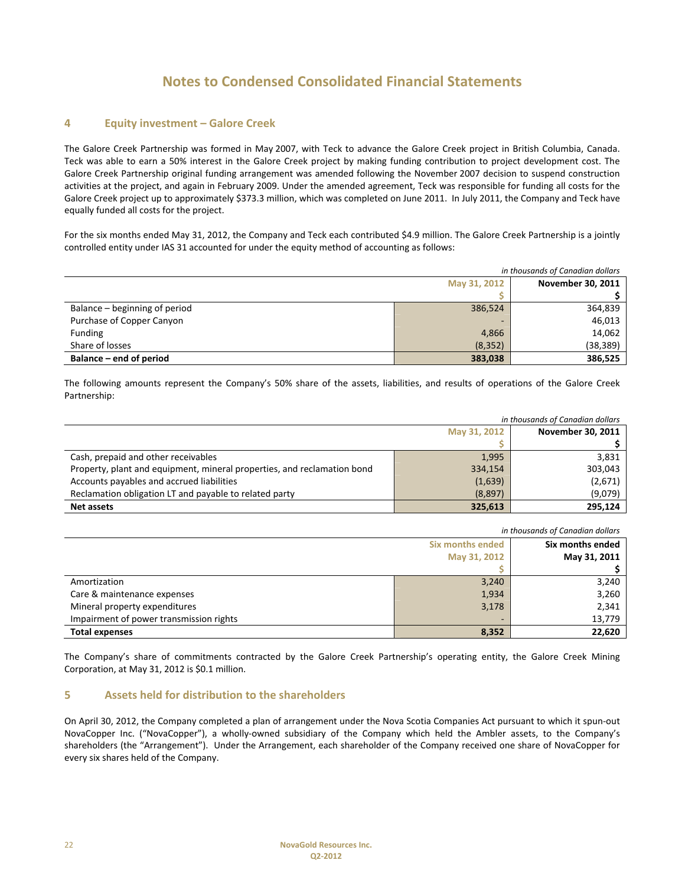# Notes to Condensed Consolidated Financial Statements

## 4 Equity investment – Galore Creek

The Galore Creek Partnership was formed in May 2007, with Teck to advance the Galore Creek project in British Columbia, Canada. Teck was able to earn a 50% interest in the Galore Creek project by making funding contribution to project development cost. The Galore Creek Partnership original funding arrangement was amended following the November 2007 decision to suspend construction activities at the project, and again in February 2009. Under the amended agreement, Teck was responsible for funding all costs for the Galore Creek project up to approximately $373.3 million, which was completed on June 2011. In July 2011, the Company and Teck have equally funded all costs for the project.

For the six months ended May 31, 2012, the Company and Teck each contributed $4.9 million. The Galore Creek Partnership is a jointly controlled entity under IAS 31 accounted for under the equity method of accounting as follows:

*in thousands of Canadian dollars*

| | May 31, 2012 | November 30, 2011 |
|---|---|---|
| | $ | $ |
| Balance – beginning of period | 386,524 | 364,839 |
| Purchase of Copper Canyon | - | 46,013 |
| Funding | 4,866 | 14,062 |
| Share of losses | (8,352) | (38,389) |
| **Balance – end of period** | **383,038** | **386,525** |

The following amounts represent the Company's 50% share of the assets, liabilities, and results of operations of the Galore Creek Partnership:

*in thousands of Canadian dollars*

| | May 31, 2012 | November 30, 2011 |
|---|---|---|
| | $ | $ |
| Cash, prepaid and other receivables | 1,995 | 3,831 |
| Property, plant and equipment, mineral properties, and reclamation bond | 334,154 | 303,043 |
| Accounts payables and accrued liabilities | (1,639) | (2,671) |
| Reclamation obligation LT and payable to related party | (8,897) | (9,079) |
| **Net assets** | **325,613** | **295,124** |

*in thousands of Canadian dollars*

| | Six months ended May 31, 2012 | Six months ended May 31, 2011 |
|---|---|---|
| | $ | $ |
| Amortization | 3,240 | 3,240 |
| Care & maintenance expenses | 1,934 | 3,260 |
| Mineral property expenditures | 3,178 | 2,341 |
| Impairment of power transmission rights | - | 13,779 |
| **Total expenses** | **8,352** | **22,620** |

The Company's share of commitments contracted by the Galore Creek Partnership's operating entity, the Galore Creek Mining Corporation, at May 31, 2012 is $0.1 million.

## 5 Assets held for distribution to the shareholders

On April 30, 2012, the Company completed a plan of arrangement under the Nova Scotia Companies Act pursuant to which it spun-out NovaCopper Inc. ("NovaCopper"), a wholly-owned subsidiary of the Company which held the Ambler assets, to the Company's shareholders (the "Arrangement"). Under the Arrangement, each shareholder of the Company received one share of NovaCopper for every six shares held of the Company.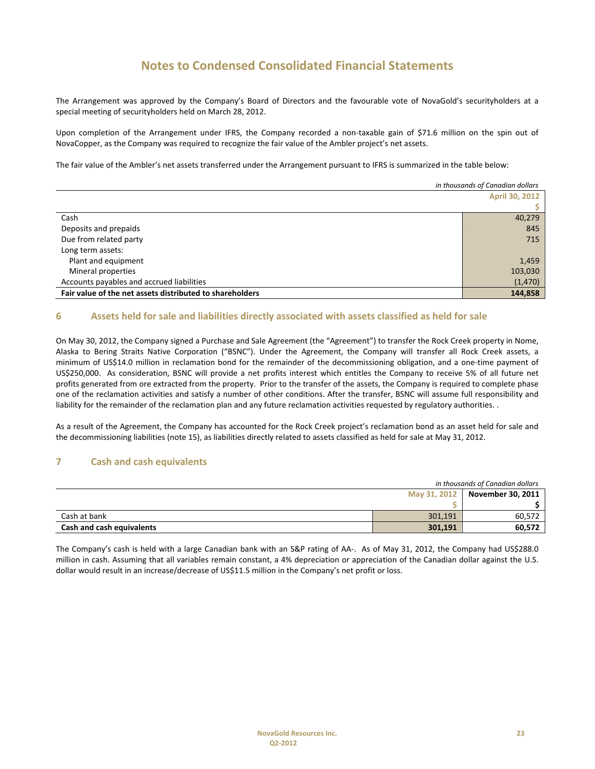# Notes to Condensed Consolidated Financial Statements

The Arrangement was approved by the Company's Board of Directors and the favourable vote of NovaGold's securityholders at a special meeting of securityholders held on March 28, 2012.

Upon completion of the Arrangement under IFRS, the Company recorded a non-taxable gain of $71.6 million on the spin out of NovaCopper, as the Company was required to recognize the fair value of the Ambler project's net assets.

The fair value of the Ambler's net assets transferred under the Arrangement pursuant to IFRS is summarized in the table below:

*in thousands of Canadian dollars*

| | April 30, 2012 |
|---|---|
| | $ |
| Cash | 40,279 |
| Deposits and prepaids | 845 |
| Due from related party | 715 |
| Long term assets: | |
| Plant and equipment | 1,459 |
| Mineral properties | 103,030 |
| Accounts payables and accrued liabilities | (1,470) |
| **Fair value of the net assets distributed to shareholders** | **144,858** |

## 6 Assets held for sale and liabilities directly associated with assets classified as held for sale

On May 30, 2012, the Company signed a Purchase and Sale Agreement (the "Agreement") to transfer the Rock Creek property in Nome, Alaska to Bering Straits Native Corporation ("BSNC"). Under the Agreement, the Company will transfer all Rock Creek assets, a minimum of US$14.0 million in reclamation bond for the remainder of the decommissioning obligation, and a one-time payment of US$250,000. As consideration, BSNC will provide a net profits interest which entitles the Company to receive 5% of all future net profits generated from ore extracted from the property. Prior to the transfer of the assets, the Company is required to complete phase one of the reclamation activities and satisfy a number of other conditions. After the transfer, BSNC will assume full responsibility and liability for the remainder of the reclamation plan and any future reclamation activities requested by regulatory authorities. .

As a result of the Agreement, the Company has accounted for the Rock Creek project's reclamation bond as an asset held for sale and the decommissioning liabilities (note 15), as liabilities directly related to assets classified as held for sale at May 31, 2012.

## 7 Cash and cash equivalents

*in thousands of Canadian dollars*

| | May 31, 2012 | November 30, 2011 |
|---|---|---|
| | $ | $ |
| Cash at bank | 301,191 | 60,572 |
| **Cash and cash equivalents** | **301,191** | **60,572** |

The Company's cash is held with a large Canadian bank with an S&P rating of AA-. As of May 31, 2012, the Company had US$288.0 million in cash. Assuming that all variables remain constant, a 4% depreciation or appreciation of the Canadian dollar against the U.S. dollar would result in an increase/decrease of US$11.5 million in the Company's net profit or loss.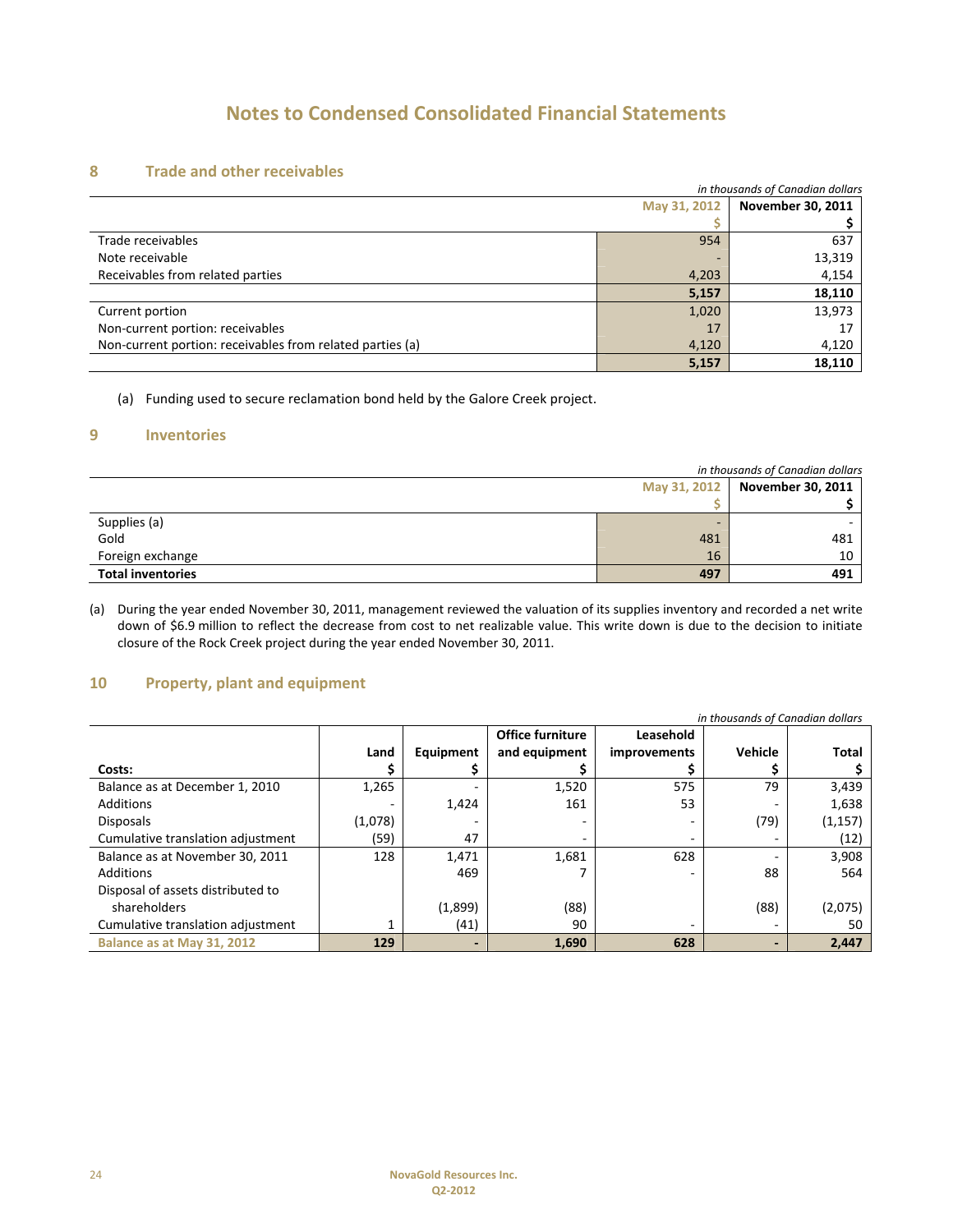# Notes to Condensed Consolidated Financial Statements

## 8 Trade and other receivables

*in thousands of Canadian dollars*

| | May 31, 2012<br>$ | November 30, 2011<br>$ |
|---|---|---|
| Trade receivables | 954 | 637 |
| Note receivable | - | 13,319 |
| Receivables from related parties | 4,203 | 4,154 |
| | **5,157** | **18,110** |
| Current portion | 1,020 | 13,973 |
| Non-current portion: receivables | 17 | 17 |
| Non-current portion: receivables from related parties (a) | 4,120 | 4,120 |
| | **5,157** | **18,110** |

(a) Funding used to secure reclamation bond held by the Galore Creek project.

## 9 Inventories

*in thousands of Canadian dollars*

| | May 31, 2012<br>$ | November 30, 2011<br>$ |
|---|---|---|
| Supplies (a) | - | - |
| Gold | 481 | 481 |
| Foreign exchange | 16 | 10 |
| **Total inventories** | **497** | **491** |

(a) During the year ended November 30, 2011, management reviewed the valuation of its supplies inventory and recorded a net write down of $6.9 million to reflect the decrease from cost to net realizable value. This write down is due to the decision to initiate closure of the Rock Creek project during the year ended November 30, 2011.

## 10 Property, plant and equipment

*in thousands of Canadian dollars*

| Costs: | Land<br>$ | Equipment<br>$ | Office furniture and equipment<br>$ | Leasehold improvements<br>$ | Vehicle<br>$ | Total<br>$ |
|---|---|---|---|---|---|---|
| Balance as at December 1, 2010 | 1,265 | - | 1,520 | 575 | 79 | 3,439 |
| Additions | - | 1,424 | 161 | 53 | - | 1,638 |
| Disposals | (1,078) | - | - | - | (79) | (1,157) |
| Cumulative translation adjustment | (59) | 47 | - | - | - | (12) |
| Balance as at November 30, 2011 | 128 | 1,471 | 1,681 | 628 | - | 3,908 |
| Additions | | 469 | 7 | - | 88 | 564 |
| Disposal of assets distributed to shareholders | | (1,899) | (88) | | (88) | (2,075) |
| Cumulative translation adjustment | 1 | (41) | 90 | - | - | 50 |
| **Balance as at May 31, 2012** | **129** | **-** | **1,690** | **628** | **-** | **2,447** |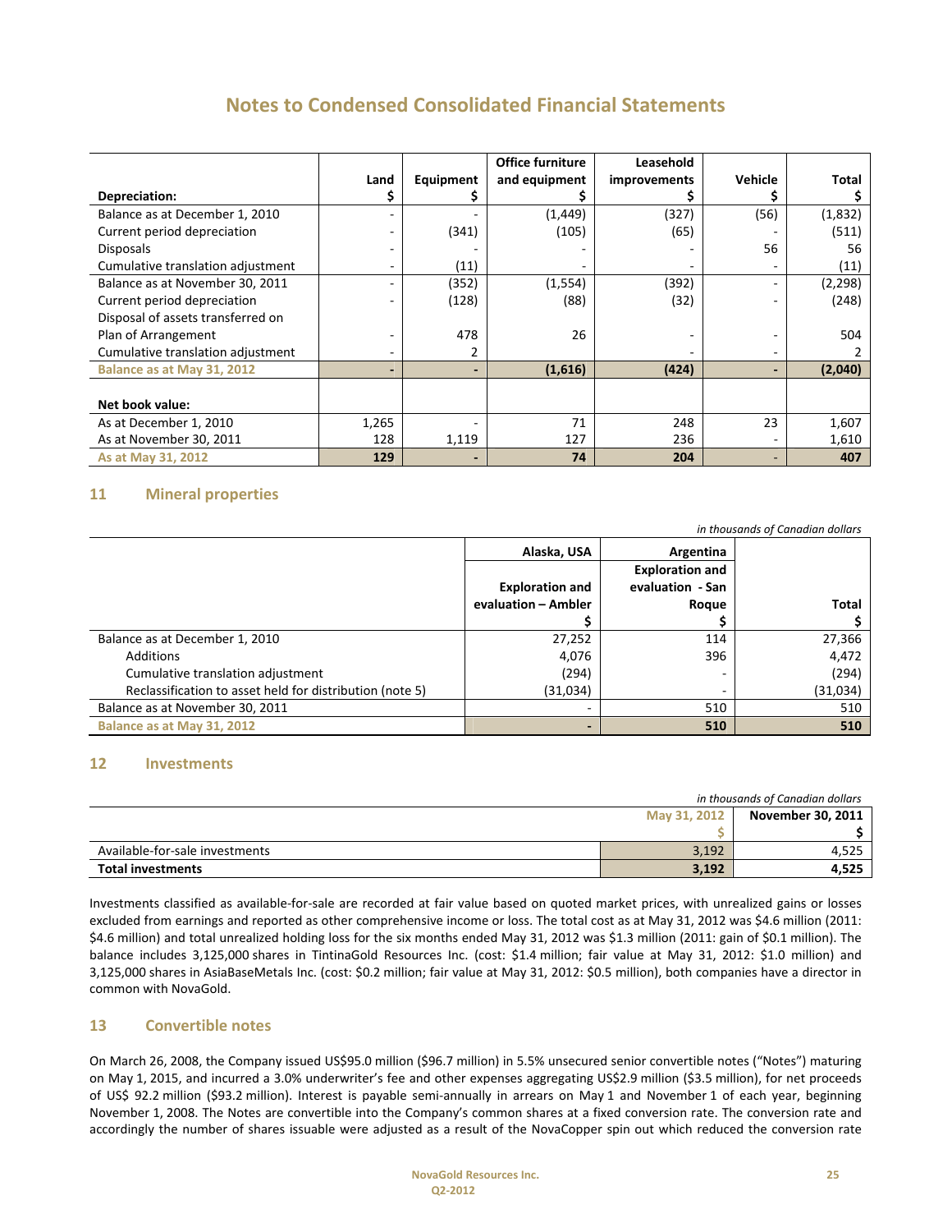# Notes to Condensed Consolidated Financial Statements

| Depreciation: | Land<br>$ | Equipment<br>$ | Office furniture and equipment<br>$ | Leasehold improvements<br>$ | Vehicle<br>$ | Total<br>$ |
|---|---|---|---|---|---|---|
| Balance as at December 1, 2010 | - | - | (1,449) | (327) | (56) | (1,832) |
| Current period depreciation | - | (341) | (105) | (65) | - | (511) |
| Disposals | - | - | - | - | 56 | 56 |
| Cumulative translation adjustment | - | (11) | - | - | - | (11) |
| Balance as at November 30, 2011 | - | (352) | (1,554) | (392) | - | (2,298) |
| Current period depreciation | - | (128) | (88) | (32) | - | (248) |
| Disposal of assets transferred on Plan of Arrangement | - | 478 | 26 | - | - | 504 |
| Cumulative translation adjustment | - | 2 | | - | - | 2 |
| **Balance as at May 31, 2012** | **-** | **-** | **(1,616)** | **(424)** | **-** | **(2,040)** |
| | | | | | | |
| **Net book value:** | | | | | | |
| As at December 1, 2010 | 1,265 | - | 71 | 248 | 23 | 1,607 |
| As at November 30, 2011 | 128 | 1,119 | 127 | 236 | - | 1,610 |
| **As at May 31, 2012** | **129** | **-** | **74** | **204** | **-** | **407** |

## 11 Mineral properties

*in thousands of Canadian dollars*

| | Alaska, USA | Argentina | |
|---|---|---|---|
| | Exploration and evaluation – Ambler<br>$ | Exploration and evaluation - San Roque<br>$ | Total<br>$ |
| Balance as at December 1, 2010 | 27,252 | 114 | 27,366 |
| Additions | 4,076 | 396 | 4,472 |
| Cumulative translation adjustment | (294) | - | (294) |
| Reclassification to asset held for distribution (note 5) | (31,034) | - | (31,034) |
| Balance as at November 30, 2011 | - | 510 | 510 |
| **Balance as at May 31, 2012** | **-** | **510** | **510** |

## 12 Investments

*in thousands of Canadian dollars*

| | May 31, 2012<br>$ | November 30, 2011<br>$ |
|---|---|---|
| Available-for-sale investments | 3,192 | 4,525 |
| **Total investments** | **3,192** | **4,525** |

Investments classified as available-for-sale are recorded at fair value based on quoted market prices, with unrealized gains or losses excluded from earnings and reported as other comprehensive income or loss. The total cost as at May 31, 2012 was $4.6 million (2011: $4.6 million) and total unrealized holding loss for the six months ended May 31, 2012 was $1.3 million (2011: gain of $0.1 million). The balance includes 3,125,000 shares in TintinaGold Resources Inc. (cost: $1.4 million; fair value at May 31, 2012: $1.0 million) and 3,125,000 shares in AsiaBaseMetals Inc. (cost: $0.2 million; fair value at May 31, 2012: $0.5 million), both companies have a director in common with NovaGold.

## 13 Convertible notes

On March 26, 2008, the Company issued US$95.0 million ($96.7 million) in 5.5% unsecured senior convertible notes ("Notes") maturing on May 1, 2015, and incurred a 3.0% underwriter's fee and other expenses aggregating US$2.9 million ($3.5 million), for net proceeds of US$ 92.2 million ($93.2 million). Interest is payable semi-annually in arrears on May 1 and November 1 of each year, beginning November 1, 2008. The Notes are convertible into the Company's common shares at a fixed conversion rate. The conversion rate and accordingly the number of shares issuable were adjusted as a result of the NovaCopper spin out which reduced the conversion rate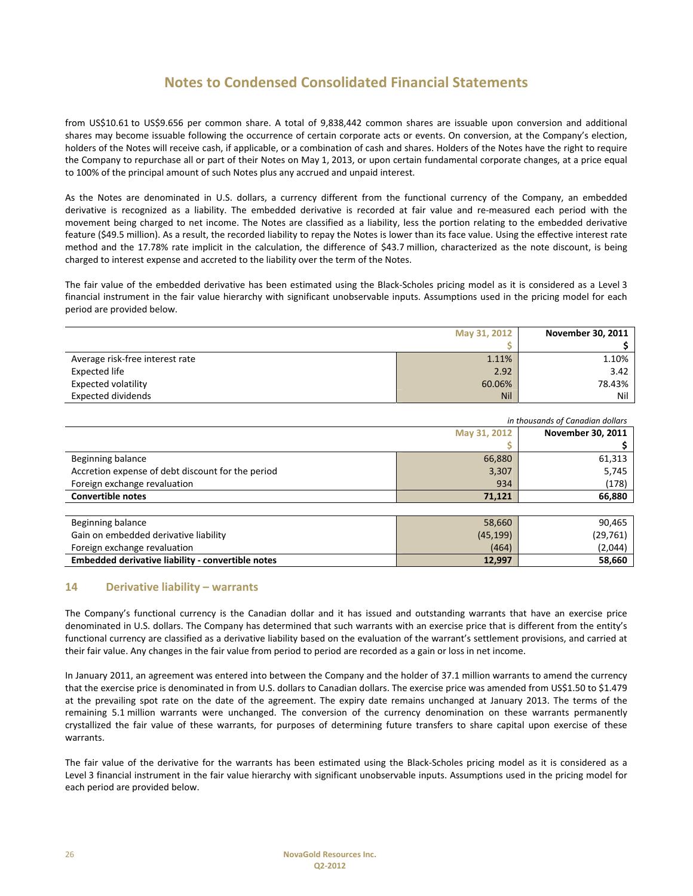from US$10.61 to US$9.656 per common share. A total of 9,838,442 common shares are issuable upon conversion and additional shares may become issuable following the occurrence of certain corporate acts or events. On conversion, at the Company's election, holders of the Notes will receive cash, if applicable, or a combination of cash and shares. Holders of the Notes have the right to require the Company to repurchase all or part of their Notes on May 1, 2013, or upon certain fundamental corporate changes, at a price equal to 100% of the principal amount of such Notes plus any accrued and unpaid interest.

As the Notes are denominated in U.S. dollars, a currency different from the functional currency of the Company, an embedded derivative is recognized as a liability. The embedded derivative is recorded at fair value and re-measured each period with the movement being charged to net income. The Notes are classified as a liability, less the portion relating to the embedded derivative feature ($49.5 million). As a result, the recorded liability to repay the Notes is lower than its face value. Using the effective interest rate method and the 17.78% rate implicit in the calculation, the difference of $43.7 million, characterized as the note discount, is being charged to interest expense and accreted to the liability over the term of the Notes.

The fair value of the embedded derivative has been estimated using the Black-Scholes pricing model as it is considered as a Level 3 financial instrument in the fair value hierarchy with significant unobservable inputs. Assumptions used in the pricing model for each period are provided below.

| | May 31, 2012 | November 30, 2011 |
|---|---|---|
| | $ | $ |
| Average risk-free interest rate | 1.11% | 1.10% |
| Expected life | 2.92 | 3.42 |
| Expected volatility | 60.06% | 78.43% |
| Expected dividends | Nil | Nil |

*in thousands of Canadian dollars*

| | May 31, 2012 | November 30, 2011 |
|---|---|---|
| | $ | $ |
| Beginning balance | 66,880 | 61,313 |
| Accretion expense of debt discount for the period | 3,307 | 5,745 |
| Foreign exchange revaluation | 934 | (178) |
| **Convertible notes** | **71,121** | **66,880** |
| | | |
| Beginning balance | 58,660 | 90,465 |
| Gain on embedded derivative liability | (45,199) | (29,761) |
| Foreign exchange revaluation | (464) | (2,044) |
| **Embedded derivative liability - convertible notes** | **12,997** | **58,660** |

## 14 Derivative liability – warrants

The Company's functional currency is the Canadian dollar and it has issued and outstanding warrants that have an exercise price denominated in U.S. dollars. The Company has determined that such warrants with an exercise price that is different from the entity's functional currency are classified as a derivative liability based on the evaluation of the warrant's settlement provisions, and carried at their fair value. Any changes in the fair value from period to period are recorded as a gain or loss in net income.

In January 2011, an agreement was entered into between the Company and the holder of 37.1 million warrants to amend the currency that the exercise price is denominated in from U.S. dollars to Canadian dollars. The exercise price was amended from US$1.50 to $1.479 at the prevailing spot rate on the date of the agreement. The expiry date remains unchanged at January 2013. The terms of the remaining 5.1 million warrants were unchanged. The conversion of the currency denomination on these warrants permanently crystallized the fair value of these warrants, for purposes of determining future transfers to share capital upon exercise of these warrants.

The fair value of the derivative for the warrants has been estimated using the Black-Scholes pricing model as it is considered as a Level 3 financial instrument in the fair value hierarchy with significant unobservable inputs. Assumptions used in the pricing model for each period are provided below.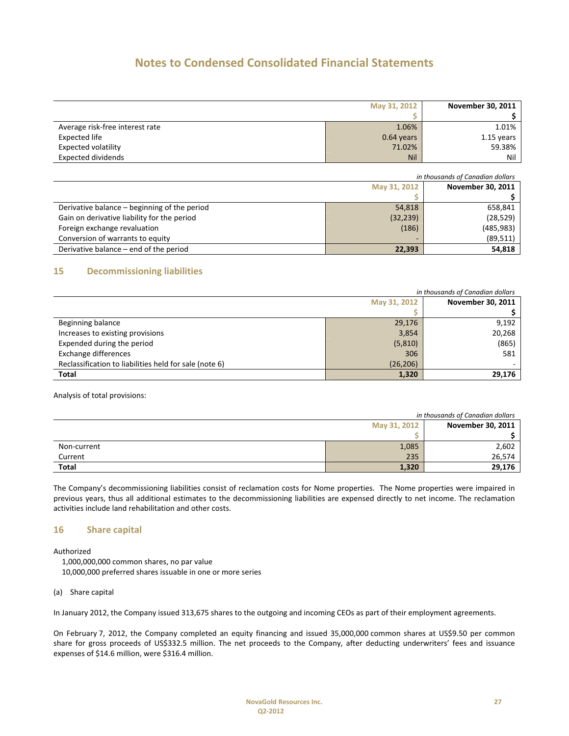# Notes to Condensed Consolidated Financial Statements

| | May 31, 2012 | November 30, 2011 |
|---|---|---|
| | $ | $ |
| Average risk-free interest rate | 1.06% | 1.01% |
| Expected life | 0.64 years | 1.15 years |
| Expected volatility | 71.02% | 59.38% |
| Expected dividends | Nil | Nil |

*in thousands of Canadian dollars*

| | May 31, 2012 | November 30, 2011 |
|---|---|---|
| | $ | $ |
| Derivative balance – beginning of the period | 54,818 | 658,841 |
| Gain on derivative liability for the period | (32,239) | (28,529) |
| Foreign exchange revaluation | (186) | (485,983) |
| Conversion of warrants to equity | - | (89,511) |
| Derivative balance – end of the period | **22,393** | **54,818** |

## 15 Decommissioning liabilities

*in thousands of Canadian dollars*

| | May 31, 2012 | November 30, 2011 |
|---|---|---|
| | $ | $ |
| Beginning balance | 29,176 | 9,192 |
| Increases to existing provisions | 3,854 | 20,268 |
| Expended during the period | (5,810) | (865) |
| Exchange differences | 306 | 581 |
| Reclassification to liabilities held for sale (note 6) | (26,206) | - |
| **Total** | **1,320** | **29,176** |

Analysis of total provisions:

*in thousands of Canadian dollars*

| | May 31, 2012 | November 30, 2011 |
|---|---|---|
| | $ | $ |
| Non-current | 1,085 | 2,602 |
| Current | 235 | 26,574 |
| **Total** | **1,320** | **29,176** |

The Company's decommissioning liabilities consist of reclamation costs for Nome properties. The Nome properties were impaired in previous years, thus all additional estimates to the decommissioning liabilities are expensed directly to net income. The reclamation activities include land rehabilitation and other costs.

## 16 Share capital

Authorized

1,000,000,000 common shares, no par value
10,000,000 preferred shares issuable in one or more series

(a) Share capital

In January 2012, the Company issued 313,675 shares to the outgoing and incoming CEOs as part of their employment agreements.

On February 7, 2012, the Company completed an equity financing and issued 35,000,000 common shares at US$9.50 per common share for gross proceeds of US$332.5 million. The net proceeds to the Company, after deducting underwriters' fees and issuance expenses of $14.6 million, were $316.4 million.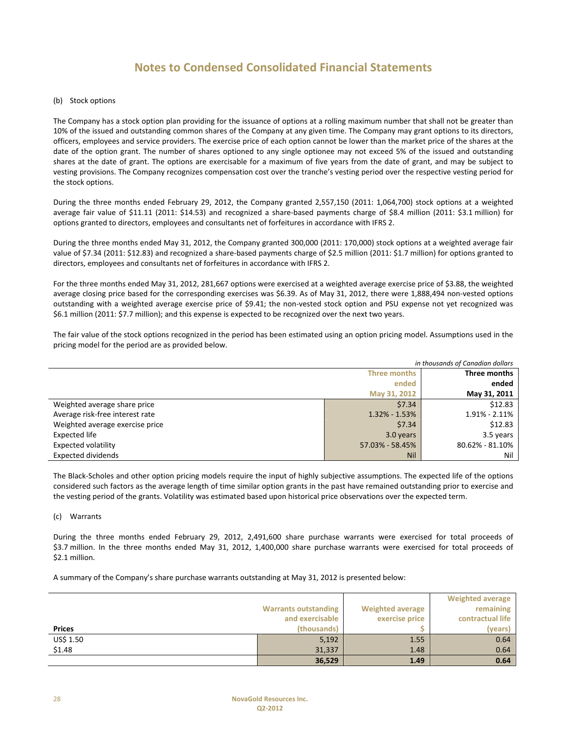# Notes to Condensed Consolidated Financial Statements

(b) Stock options

The Company has a stock option plan providing for the issuance of options at a rolling maximum number that shall not be greater than 10% of the issued and outstanding common shares of the Company at any given time. The Company may grant options to its directors, officers, employees and service providers. The exercise price of each option cannot be lower than the market price of the shares at the date of the option grant. The number of shares optioned to any single optionee may not exceed 5% of the issued and outstanding shares at the date of grant. The options are exercisable for a maximum of five years from the date of grant, and may be subject to vesting provisions. The Company recognizes compensation cost over the tranche's vesting period over the respective vesting period for the stock options.

During the three months ended February 29, 2012, the Company granted 2,557,150 (2011: 1,064,700) stock options at a weighted average fair value of $11.11 (2011: $14.53) and recognized a share-based payments charge of $8.4 million (2011: $3.1 million) for options granted to directors, employees and consultants net of forfeitures in accordance with IFRS 2.

During the three months ended May 31, 2012, the Company granted 300,000 (2011: 170,000) stock options at a weighted average fair value of $7.34 (2011: $12.83) and recognized a share-based payments charge of $2.5 million (2011: $1.7 million) for options granted to directors, employees and consultants net of forfeitures in accordance with IFRS 2.

For the three months ended May 31, 2012, 281,667 options were exercised at a weighted average exercise price of $3.88, the weighted average closing price based for the corresponding exercises was $6.39. As of May 31, 2012, there were 1,888,494 non-vested options outstanding with a weighted average exercise price of $9.41; the non-vested stock option and PSU expense not yet recognized was $6.1 million (2011: $7.7 million); and this expense is expected to be recognized over the next two years.

The fair value of the stock options recognized in the period has been estimated using an option pricing model. Assumptions used in the pricing model for the period are as provided below.

*in thousands of Canadian dollars*

| | Three months ended May 31, 2012 | Three months ended May 31, 2011 |
|---|---|---|
| Weighted average share price | $7.34 | $12.83 |
| Average risk-free interest rate | 1.32% - 1.53% | 1.91% - 2.11% |
| Weighted average exercise price | $7.34 | $12.83 |
| Expected life | 3.0 years | 3.5 years |
| Expected volatility | 57.03% - 58.45% | 80.62% - 81.10% |
| Expected dividends | Nil | Nil |

The Black-Scholes and other option pricing models require the input of highly subjective assumptions. The expected life of the options considered such factors as the average length of time similar option grants in the past have remained outstanding prior to exercise and the vesting period of the grants. Volatility was estimated based upon historical price observations over the expected term.

(c) Warrants

During the three months ended February 29, 2012, 2,491,600 share purchase warrants were exercised for total proceeds of $3.7 million. In the three months ended May 31, 2012, 1,400,000 share purchase warrants were exercised for total proceeds of $2.1 million.

A summary of the Company's share purchase warrants outstanding at May 31, 2012 is presented below:

| Prices | Warrants outstanding and exercisable (thousands) | Weighted average exercise price $ | Weighted average remaining contractual life (years) |
|---|---|---|---|
| US$ 1.50 | 5,192 | 1.55 | 0.64 |
| $1.48 | 31,337 | 1.48 | 0.64 |
| | **36,529** | **1.49** | **0.64** |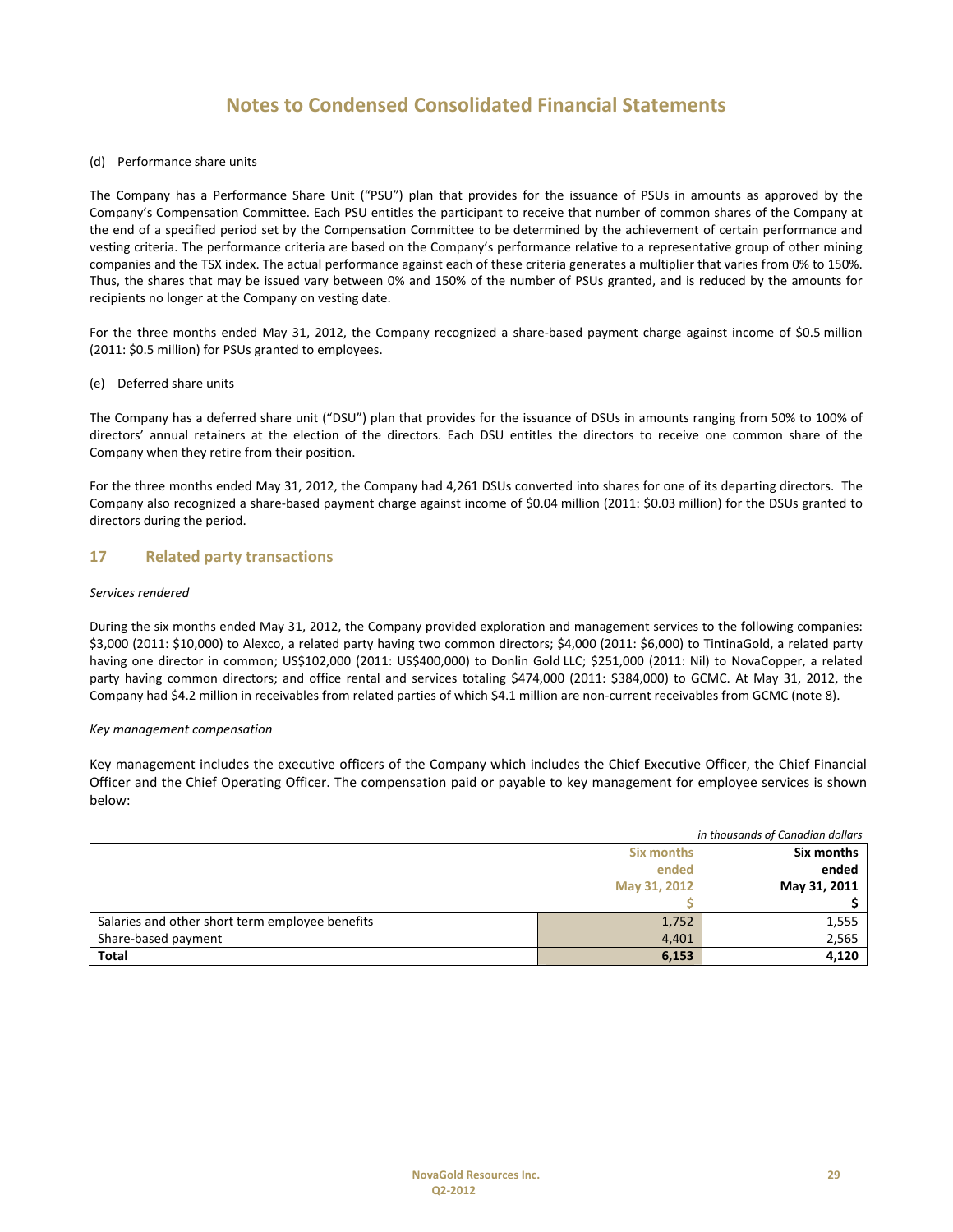# Notes to Condensed Consolidated Financial Statements

(d) Performance share units

The Company has a Performance Share Unit ("PSU") plan that provides for the issuance of PSUs in amounts as approved by the Company's Compensation Committee. Each PSU entitles the participant to receive that number of common shares of the Company at the end of a specified period set by the Compensation Committee to be determined by the achievement of certain performance and vesting criteria. The performance criteria are based on the Company's performance relative to a representative group of other mining companies and the TSX index. The actual performance against each of these criteria generates a multiplier that varies from 0% to 150%. Thus, the shares that may be issued vary between 0% and 150% of the number of PSUs granted, and is reduced by the amounts for recipients no longer at the Company on vesting date.

For the three months ended May 31, 2012, the Company recognized a share-based payment charge against income of $0.5 million (2011: $0.5 million) for PSUs granted to employees.

(e) Deferred share units

The Company has a deferred share unit ("DSU") plan that provides for the issuance of DSUs in amounts ranging from 50% to 100% of directors' annual retainers at the election of the directors. Each DSU entitles the directors to receive one common share of the Company when they retire from their position.

For the three months ended May 31, 2012, the Company had 4,261 DSUs converted into shares for one of its departing directors. The Company also recognized a share-based payment charge against income of $0.04 million (2011: $0.03 million) for the DSUs granted to directors during the period.

## 17 Related party transactions

*Services rendered*

During the six months ended May 31, 2012, the Company provided exploration and management services to the following companies: $3,000 (2011: $10,000) to Alexco, a related party having two common directors; $4,000 (2011: $6,000) to TintinaGold, a related party having one director in common; US$102,000 (2011: US$400,000) to Donlin Gold LLC; $251,000 (2011: Nil) to NovaCopper, a related party having common directors; and office rental and services totaling $474,000 (2011: $384,000) to GCMC. At May 31, 2012, the Company had $4.2 million in receivables from related parties of which $4.1 million are non-current receivables from GCMC (note 8).

*Key management compensation*

Key management includes the executive officers of the Company which includes the Chief Executive Officer, the Chief Financial Officer and the Chief Operating Officer. The compensation paid or payable to key management for employee services is shown below:

*in thousands of Canadian dollars*

| | Six months ended May 31, 2012 $ | Six months ended May 31, 2011 $ |
|---|---|---|
| Salaries and other short term employee benefits | 1,752 | 1,555 |
| Share-based payment | 4,401 | 2,565 |
| **Total** | **6,153** | **4,120** |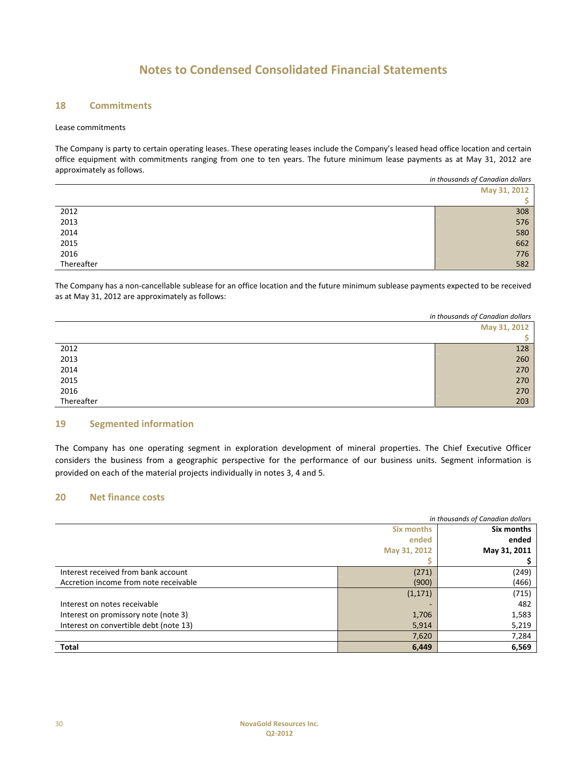# Notes to Condensed Consolidated Financial Statements

## 18 Commitments

Lease commitments

The Company is party to certain operating leases. These operating leases include the Company's leased head office location and certain office equipment with commitments ranging from one to ten years. The future minimum lease payments as at May 31, 2012 are approximately as follows.

*in thousands of Canadian dollars*

| | May 31, 2012 |
|---|---|
| | $ |
| 2012 | 308 |
| 2013 | 576 |
| 2014 | 580 |
| 2015 | 662 |
| 2016 | 776 |
| Thereafter | 582 |

The Company has a non-cancellable sublease for an office location and the future minimum sublease payments expected to be received as at May 31, 2012 are approximately as follows:

*in thousands of Canadian dollars*

| | May 31, 2012 |
|---|---|
| | $ |
| 2012 | 128 |
| 2013 | 260 |
| 2014 | 270 |
| 2015 | 270 |
| 2016 | 270 |
| Thereafter | 203 |

## 19 Segmented information

The Company has one operating segment in exploration development of mineral properties. The Chief Executive Officer considers the business from a geographic perspective for the performance of our business units. Segment information is provided on each of the material projects individually in notes 3, 4 and 5.

## 20 Net finance costs

*in thousands of Canadian dollars*

| | Six months ended May 31, 2012 | Six months ended May 31, 2011 |
|---|---|---|
| | $ | $ |
| Interest received from bank account | (271) | (249) |
| Accretion income from note receivable | (900) | (466) |
| | (1,171) | (715) |
| Interest on notes receivable | - | 482 |
| Interest on promissory note (note 3) | 1,706 | 1,583 |
| Interest on convertible debt (note 13) | 5,914 | 5,219 |
| | 7,620 | 7,284 |
| **Total** | **6,449** | **6,569** |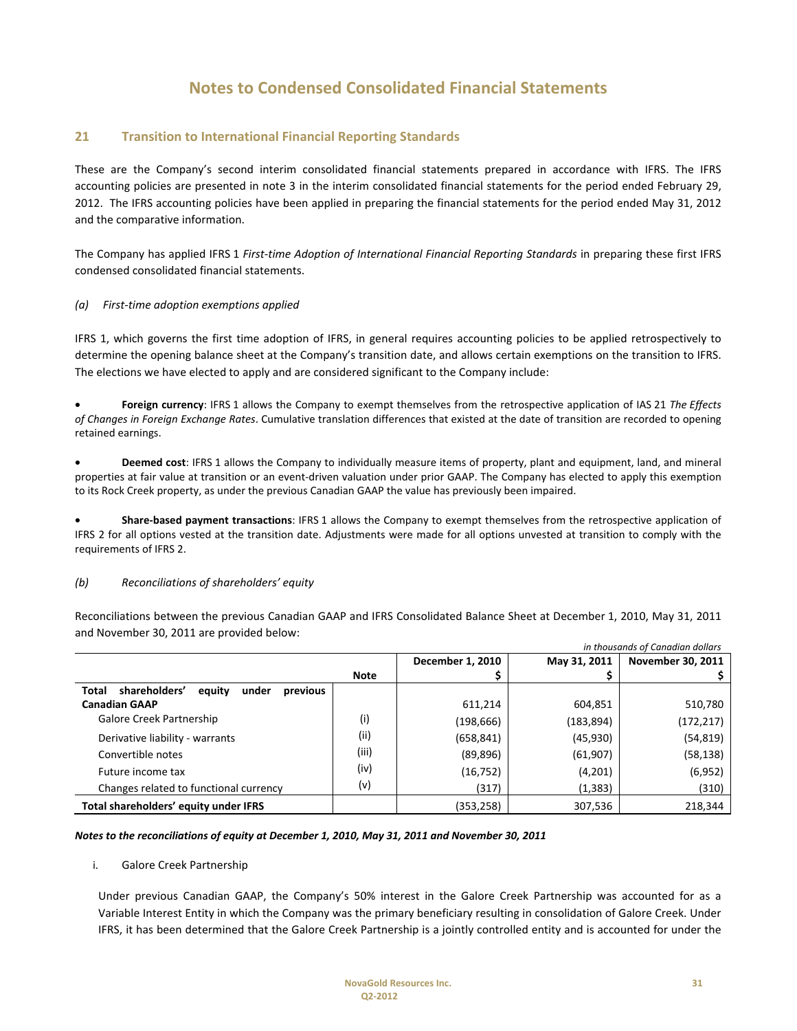# Notes to Condensed Consolidated Financial Statements

## 21 Transition to International Financial Reporting Standards

These are the Company's second interim consolidated financial statements prepared in accordance with IFRS. The IFRS accounting policies are presented in note 3 in the interim consolidated financial statements for the period ended February 29, 2012. The IFRS accounting policies have been applied in preparing the financial statements for the period ended May 31, 2012 and the comparative information.

The Company has applied IFRS 1 *First-time Adoption of International Financial Reporting Standards* in preparing these first IFRS condensed consolidated financial statements.

### *(a) First-time adoption exemptions applied*

IFRS 1, which governs the first time adoption of IFRS, in general requires accounting policies to be applied retrospectively to determine the opening balance sheet at the Company's transition date, and allows certain exemptions on the transition to IFRS. The elections we have elected to apply and are considered significant to the Company include:

- **Foreign currency**: IFRS 1 allows the Company to exempt themselves from the retrospective application of IAS 21 *The Effects of Changes in Foreign Exchange Rates*. Cumulative translation differences that existed at the date of transition are recorded to opening retained earnings.

- **Deemed cost**: IFRS 1 allows the Company to individually measure items of property, plant and equipment, land, and mineral properties at fair value at transition or an event-driven valuation under prior GAAP. The Company has elected to apply this exemption to its Rock Creek property, as under the previous Canadian GAAP the value has previously been impaired.

- **Share-based payment transactions**: IFRS 1 allows the Company to exempt themselves from the retrospective application of IFRS 2 for all options vested at the transition date. Adjustments were made for all options unvested at transition to comply with the requirements of IFRS 2.

### *(b) Reconciliations of shareholders' equity*

Reconciliations between the previous Canadian GAAP and IFRS Consolidated Balance Sheet at December 1, 2010, May 31, 2011 and November 30, 2011 are provided below:

*in thousands of Canadian dollars*

| | Note | December 1, 2010<br>$ | May 31, 2011<br>$ | November 30, 2011<br>$ |
|---|---|---|---|---|
| **Total shareholders' equity under previous Canadian GAAP** | | 611,214 | 604,851 | 510,780 |
| Galore Creek Partnership | (i) | (198,666) | (183,894) | (172,217) |
| Derivative liability - warrants | (ii) | (658,841) | (45,930) | (54,819) |
| Convertible notes | (iii) | (89,896) | (61,907) | (58,138) |
| Future income tax | (iv) | (16,752) | (4,201) | (6,952) |
| Changes related to functional currency | (v) | (317) | (1,383) | (310) |
| **Total shareholders' equity under IFRS** | | (353,258) | 307,536 | 218,344 |

***Notes to the reconciliations of equity at December 1, 2010, May 31, 2011 and November 30, 2011***

i. Galore Creek Partnership

Under previous Canadian GAAP, the Company's 50% interest in the Galore Creek Partnership was accounted for as a Variable Interest Entity in which the Company was the primary beneficiary resulting in consolidation of Galore Creek. Under IFRS, it has been determined that the Galore Creek Partnership is a jointly controlled entity and is accounted for under the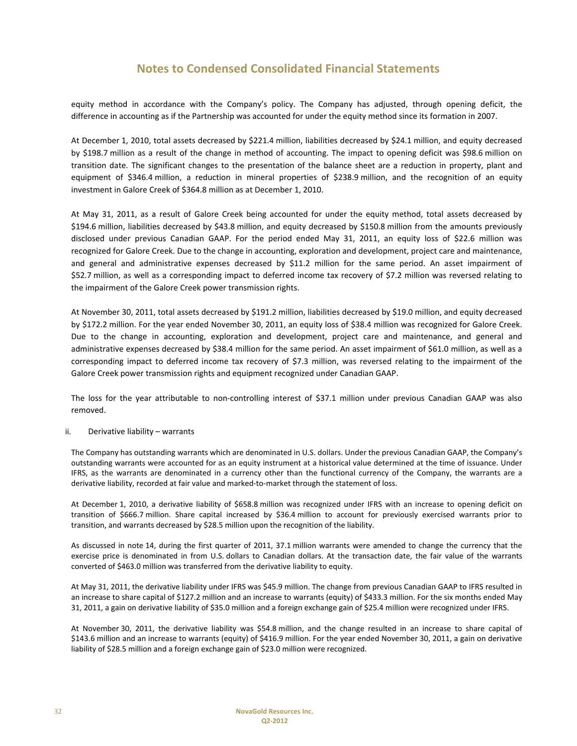equity method in accordance with the Company's policy. The Company has adjusted, through opening deficit, the difference in accounting as if the Partnership was accounted for under the equity method since its formation in 2007.

At December 1, 2010, total assets decreased by $221.4 million, liabilities decreased by $24.1 million, and equity decreased by $198.7 million as a result of the change in method of accounting. The impact to opening deficit was $98.6 million on transition date. The significant changes to the presentation of the balance sheet are a reduction in property, plant and equipment of $346.4 million, a reduction in mineral properties of $238.9 million, and the recognition of an equity investment in Galore Creek of $364.8 million as at December 1, 2010.

At May 31, 2011, as a result of Galore Creek being accounted for under the equity method, total assets decreased by $194.6 million, liabilities decreased by $43.8 million, and equity decreased by $150.8 million from the amounts previously disclosed under previous Canadian GAAP. For the period ended May 31, 2011, an equity loss of $22.6 million was recognized for Galore Creek. Due to the change in accounting, exploration and development, project care and maintenance, and general and administrative expenses decreased by $11.2 million for the same period. An asset impairment of $52.7 million, as well as a corresponding impact to deferred income tax recovery of $7.2 million was reversed relating to the impairment of the Galore Creek power transmission rights.

At November 30, 2011, total assets decreased by $191.2 million, liabilities decreased by $19.0 million, and equity decreased by $172.2 million. For the year ended November 30, 2011, an equity loss of $38.4 million was recognized for Galore Creek. Due to the change in accounting, exploration and development, project care and maintenance, and general and administrative expenses decreased by $38.4 million for the same period. An asset impairment of $61.0 million, as well as a corresponding impact to deferred income tax recovery of $7.3 million, was reversed relating to the impairment of the Galore Creek power transmission rights and equipment recognized under Canadian GAAP.

The loss for the year attributable to non-controlling interest of $37.1 million under previous Canadian GAAP was also removed.

ii. Derivative liability – warrants

The Company has outstanding warrants which are denominated in U.S. dollars. Under the previous Canadian GAAP, the Company's outstanding warrants were accounted for as an equity instrument at a historical value determined at the time of issuance. Under IFRS, as the warrants are denominated in a currency other than the functional currency of the Company, the warrants are a derivative liability, recorded at fair value and marked-to-market through the statement of loss.

At December 1, 2010, a derivative liability of $658.8 million was recognized under IFRS with an increase to opening deficit on transition of $666.7 million. Share capital increased by $36.4 million to account for previously exercised warrants prior to transition, and warrants decreased by $28.5 million upon the recognition of the liability.

As discussed in note 14, during the first quarter of 2011, 37.1 million warrants were amended to change the currency that the exercise price is denominated in from U.S. dollars to Canadian dollars. At the transaction date, the fair value of the warrants converted of $463.0 million was transferred from the derivative liability to equity.

At May 31, 2011, the derivative liability under IFRS was $45.9 million. The change from previous Canadian GAAP to IFRS resulted in an increase to share capital of $127.2 million and an increase to warrants (equity) of $433.3 million. For the six months ended May 31, 2011, a gain on derivative liability of $35.0 million and a foreign exchange gain of $25.4 million were recognized under IFRS.

At November 30, 2011, the derivative liability was $54.8 million, and the change resulted in an increase to share capital of $143.6 million and an increase to warrants (equity) of $416.9 million. For the year ended November 30, 2011, a gain on derivative liability of $28.5 million and a foreign exchange gain of $23.0 million were recognized.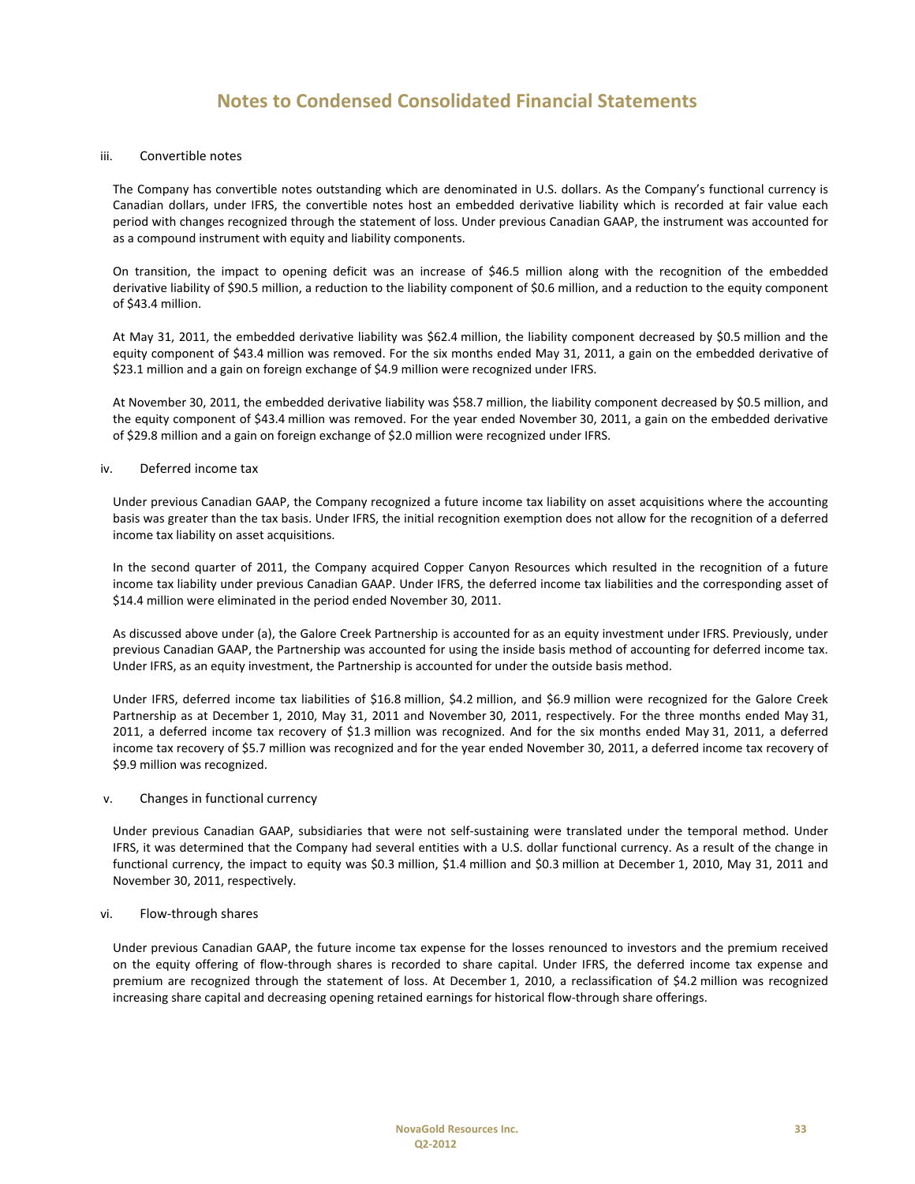# Notes to Condensed Consolidated Financial Statements

iii. Convertible notes

The Company has convertible notes outstanding which are denominated in U.S. dollars. As the Company's functional currency is Canadian dollars, under IFRS, the convertible notes host an embedded derivative liability which is recorded at fair value each period with changes recognized through the statement of loss. Under previous Canadian GAAP, the instrument was accounted for as a compound instrument with equity and liability components.

On transition, the impact to opening deficit was an increase of $46.5 million along with the recognition of the embedded derivative liability of $90.5 million, a reduction to the liability component of $0.6 million, and a reduction to the equity component of $43.4 million.

At May 31, 2011, the embedded derivative liability was $62.4 million, the liability component decreased by $0.5 million and the equity component of $43.4 million was removed. For the six months ended May 31, 2011, a gain on the embedded derivative of $23.1 million and a gain on foreign exchange of $4.9 million were recognized under IFRS.

At November 30, 2011, the embedded derivative liability was $58.7 million, the liability component decreased by $0.5 million, and the equity component of $43.4 million was removed. For the year ended November 30, 2011, a gain on the embedded derivative of $29.8 million and a gain on foreign exchange of $2.0 million were recognized under IFRS.

iv. Deferred income tax

Under previous Canadian GAAP, the Company recognized a future income tax liability on asset acquisitions where the accounting basis was greater than the tax basis. Under IFRS, the initial recognition exemption does not allow for the recognition of a deferred income tax liability on asset acquisitions.

In the second quarter of 2011, the Company acquired Copper Canyon Resources which resulted in the recognition of a future income tax liability under previous Canadian GAAP. Under IFRS, the deferred income tax liabilities and the corresponding asset of $14.4 million were eliminated in the period ended November 30, 2011.

As discussed above under (a), the Galore Creek Partnership is accounted for as an equity investment under IFRS. Previously, under previous Canadian GAAP, the Partnership was accounted for using the inside basis method of accounting for deferred income tax. Under IFRS, as an equity investment, the Partnership is accounted for under the outside basis method.

Under IFRS, deferred income tax liabilities of $16.8 million, $4.2 million, and $6.9 million were recognized for the Galore Creek Partnership as at December 1, 2010, May 31, 2011 and November 30, 2011, respectively. For the three months ended May 31, 2011, a deferred income tax recovery of $1.3 million was recognized. And for the six months ended May 31, 2011, a deferred income tax recovery of $5.7 million was recognized and for the year ended November 30, 2011, a deferred income tax recovery of $9.9 million was recognized.

v. Changes in functional currency

Under previous Canadian GAAP, subsidiaries that were not self-sustaining were translated under the temporal method. Under IFRS, it was determined that the Company had several entities with a U.S. dollar functional currency. As a result of the change in functional currency, the impact to equity was $0.3 million, $1.4 million and $0.3 million at December 1, 2010, May 31, 2011 and November 30, 2011, respectively.

vi. Flow-through shares

Under previous Canadian GAAP, the future income tax expense for the losses renounced to investors and the premium received on the equity offering of flow-through shares is recorded to share capital. Under IFRS, the deferred income tax expense and premium are recognized through the statement of loss. At December 1, 2010, a reclassification of $4.2 million was recognized increasing share capital and decreasing opening retained earnings for historical flow-through share offerings.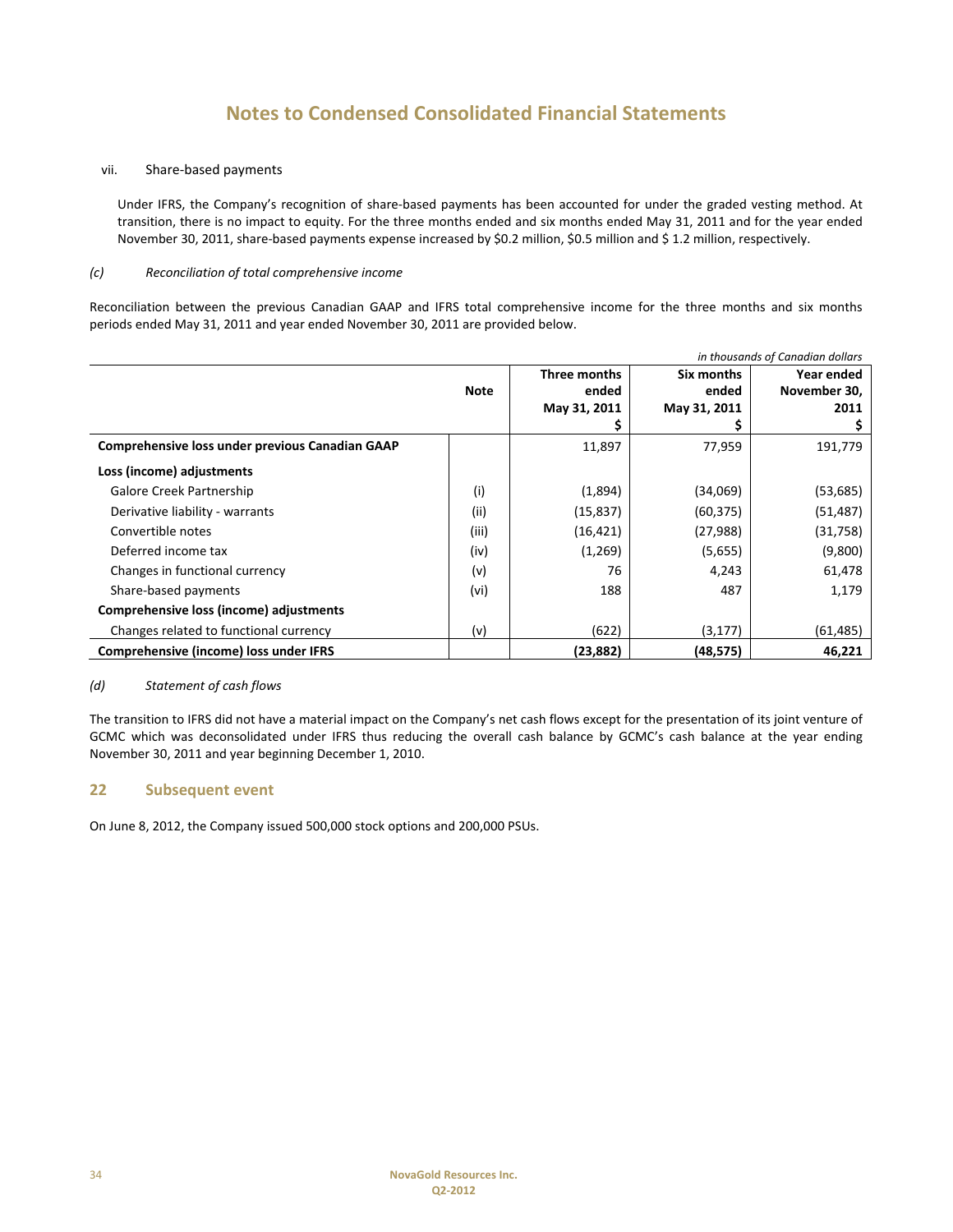# Notes to Condensed Consolidated Financial Statements

vii. Share-based payments

Under IFRS, the Company's recognition of share-based payments has been accounted for under the graded vesting method. At transition, there is no impact to equity. For the three months ended and six months ended May 31, 2011 and for the year ended November 30, 2011, share-based payments expense increased by $0.2 million, $0.5 million and $ 1.2 million, respectively.

*(c) Reconciliation of total comprehensive income*

Reconciliation between the previous Canadian GAAP and IFRS total comprehensive income for the three months and six months periods ended May 31, 2011 and year ended November 30, 2011 are provided below.

*in thousands of Canadian dollars*

| | Note | Three months ended May 31, 2011 $ | Six months ended May 31, 2011 $ | Year ended November 30, 2011 $ |
|---|---|---|---|---|
| **Comprehensive loss under previous Canadian GAAP** | | 11,897 | 77,959 | 191,779 |
| **Loss (income) adjustments** | | | | |
| Galore Creek Partnership | (i) | (1,894) | (34,069) | (53,685) |
| Derivative liability - warrants | (ii) | (15,837) | (60,375) | (51,487) |
| Convertible notes | (iii) | (16,421) | (27,988) | (31,758) |
| Deferred income tax | (iv) | (1,269) | (5,655) | (9,800) |
| Changes in functional currency | (v) | 76 | 4,243 | 61,478 |
| Share-based payments | (vi) | 188 | 487 | 1,179 |
| **Comprehensive loss (income) adjustments** | | | | |
| Changes related to functional currency | (v) | (622) | (3,177) | (61,485) |
| **Comprehensive (income) loss under IFRS** | | **(23,882)** | **(48,575)** | **46,221** |

*(d) Statement of cash flows*

The transition to IFRS did not have a material impact on the Company's net cash flows except for the presentation of its joint venture of GCMC which was deconsolidated under IFRS thus reducing the overall cash balance by GCMC's cash balance at the year ending November 30, 2011 and year beginning December 1, 2010.

## 22 Subsequent event

On June 8, 2012, the Company issued 500,000 stock options and 200,000 PSUs.